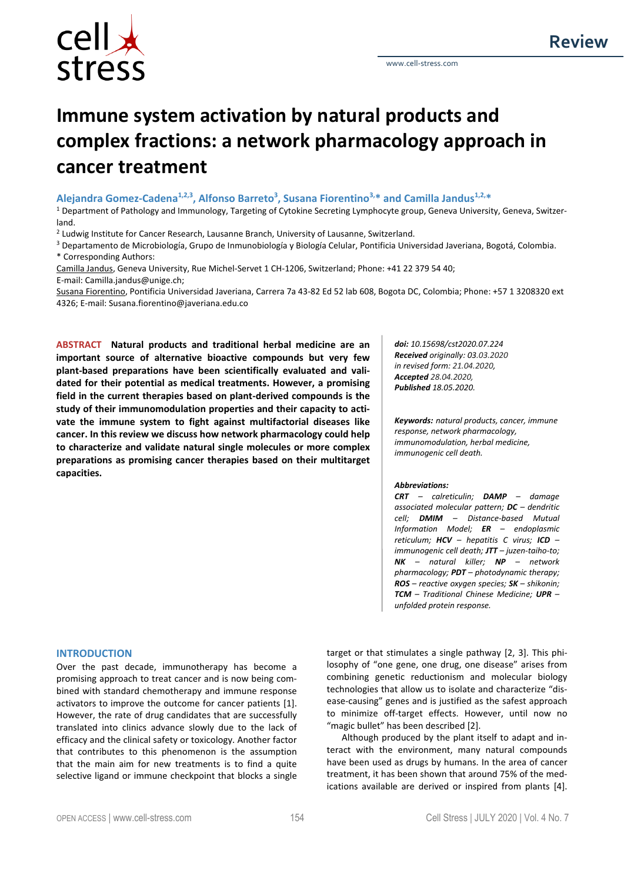Review

# Immune system activation by natural products and complex fractions: a network pharmacology approach in cancer treatment

**Alejandra Gomez-Cadena[1,2,3], Alfonso Barreto[3], Susana Fiorentino[3,*] and Camilla Jandus[1,2,*]**

[1] Department of Pathology and Immunology, Targeting of Cytokine Secreting Lymphocyte group, Geneva University, Geneva, Switzerland.

[2] Ludwig Institute for Cancer Research, Lausanne Branch, University of Lausanne, Switzerland.

[3] Departamento de Microbiología, Grupo de Inmunobiología y Biología Celular, Pontificia Universidad Javeriana, Bogotá, Colombia.

\* Corresponding Authors:

Camilla Jandus, Geneva University, Rue Michel-Servet 1 CH-1206, Switzerland; Phone: +41 22 379 54 40;
E-mail: Camilla.jandus@unige.ch;

Susana Fiorentino, Pontificia Universidad Javeriana, Carrera 7a 43-82 Ed 52 lab 608, Bogota DC, Colombia; Phone: +57 1 3208320 ext 4326; E-mail: Susana.fiorentino@javeriana.edu.co

**ABSTRACT** **Natural products and traditional herbal medicine are an important source of alternative bioactive compounds but very few plant-based preparations have been scientifically evaluated and validated for their potential as medical treatments. However, a promising field in the current therapies based on plant-derived compounds is the study of their immunomodulation properties and their capacity to activate the immune system to fight against multifactorial diseases like cancer. In this review we discuss how network pharmacology could help to characterize and validate natural single molecules or more complex preparations as promising cancer therapies based on their multitarget capacities.**

***doi:*** *10.15698/cst2020.07.224*
***Received*** *originally: 03.03.2020*
*in revised form: 21.04.2020,*
***Accepted*** *28.04.2020,*
***Published*** *18.05.2020.*

***Keywords:*** *natural products, cancer, immune response, network pharmacology, immunomodulation, herbal medicine, immunogenic cell death.*

***Abbreviations:***
***CRT*** *– calreticulin;* ***DAMP*** *– damage associated molecular pattern;* ***DC*** *– dendritic cell;* ***DMIM*** *– Distance-based Mutual Information Model;* ***ER*** *– endoplasmic reticulum;* ***HCV*** *– hepatitis C virus;* ***ICD*** *– immunogenic cell death;* ***JTT*** *– juzen-taiho-to;* ***NK*** *– natural killer;* ***NP*** *– network pharmacology;* ***PDT*** *– photodynamic therapy;* ***ROS*** *– reactive oxygen species;* ***SK*** *– shikonin;* ***TCM*** *– Traditional Chinese Medicine;* ***UPR*** *– unfolded protein response.*

## INTRODUCTION

Over the past decade, immunotherapy has become a promising approach to treat cancer and is now being combined with standard chemotherapy and immune response activators to improve the outcome for cancer patients [1]. However, the rate of drug candidates that are successfully translated into clinics advance slowly due to the lack of efficacy and the clinical safety or toxicology. Another factor that contributes to this phenomenon is the assumption that the main aim for new treatments is to find a quite selective ligand or immune checkpoint that blocks a single target or that stimulates a single pathway [2, 3]. This philosophy of "one gene, one drug, one disease" arises from combining genetic reductionism and molecular biology technologies that allow us to isolate and characterize "disease-causing" genes and is justified as the safest approach to minimize off-target effects. However, until now no "magic bullet" has been described [2].

Although produced by the plant itself to adapt and interact with the environment, many natural compounds have been used as drugs by humans. In the area of cancer treatment, it has been shown that around 75% of the medications available are derived or inspired from plants [4].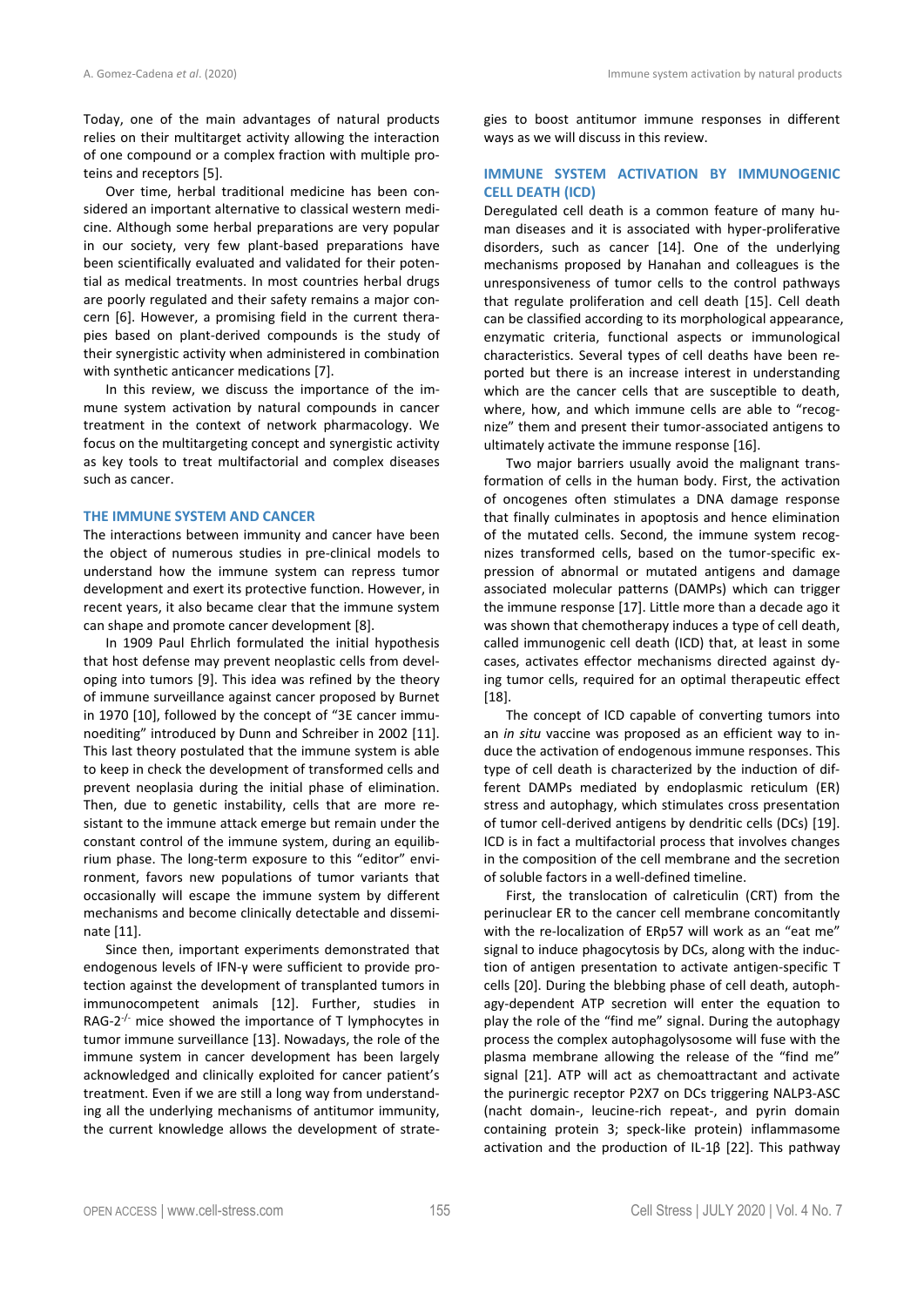Today, one of the main advantages of natural products relies on their multitarget activity allowing the interaction of one compound or a complex fraction with multiple proteins and receptors [5].

Over time, herbal traditional medicine has been considered an important alternative to classical western medicine. Although some herbal preparations are very popular in our society, very few plant-based preparations have been scientifically evaluated and validated for their potential as medical treatments. In most countries herbal drugs are poorly regulated and their safety remains a major concern [6]. However, a promising field in the current therapies based on plant-derived compounds is the study of their synergistic activity when administered in combination with synthetic anticancer medications [7].

In this review, we discuss the importance of the immune system activation by natural compounds in cancer treatment in the context of network pharmacology. We focus on the multitargeting concept and synergistic activity as key tools to treat multifactorial and complex diseases such as cancer.

## THE IMMUNE SYSTEM AND CANCER

The interactions between immunity and cancer have been the object of numerous studies in pre-clinical models to understand how the immune system can repress tumor development and exert its protective function. However, in recent years, it also became clear that the immune system can shape and promote cancer development [8].

In 1909 Paul Ehrlich formulated the initial hypothesis that host defense may prevent neoplastic cells from developing into tumors [9]. This idea was refined by the theory of immune surveillance against cancer proposed by Burnet in 1970 [10], followed by the concept of "3E cancer immunoediting" introduced by Dunn and Schreiber in 2002 [11]. This last theory postulated that the immune system is able to keep in check the development of transformed cells and prevent neoplasia during the initial phase of elimination. Then, due to genetic instability, cells that are more resistant to the immune attack emerge but remain under the constant control of the immune system, during an equilibrium phase. The long-term exposure to this "editor" environment, favors new populations of tumor variants that occasionally will escape the immune system by different mechanisms and become clinically detectable and disseminate [11].

Since then, important experiments demonstrated that endogenous levels of IFN-γ were sufficient to provide protection against the development of transplanted tumors in immunocompetent animals [12]. Further, studies in RAG-2$^{-/-}$ mice showed the importance of T lymphocytes in tumor immune surveillance [13]. Nowadays, the role of the immune system in cancer development has been largely acknowledged and clinically exploited for cancer patient's treatment. Even if we are still a long way from understanding all the underlying mechanisms of antitumor immunity, the current knowledge allows the development of strategies to boost antitumor immune responses in different ways as we will discuss in this review.

## IMMUNE SYSTEM ACTIVATION BY IMMUNOGENIC CELL DEATH (ICD)

Deregulated cell death is a common feature of many human diseases and it is associated with hyper-proliferative disorders, such as cancer [14]. One of the underlying mechanisms proposed by Hanahan and colleagues is the unresponsiveness of tumor cells to the control pathways that regulate proliferation and cell death [15]. Cell death can be classified according to its morphological appearance, enzymatic criteria, functional aspects or immunological characteristics. Several types of cell deaths have been reported but there is an increase interest in understanding which are the cancer cells that are susceptible to death, where, how, and which immune cells are able to "recognize" them and present their tumor-associated antigens to ultimately activate the immune response [16].

Two major barriers usually avoid the malignant transformation of cells in the human body. First, the activation of oncogenes often stimulates a DNA damage response that finally culminates in apoptosis and hence elimination of the mutated cells. Second, the immune system recognizes transformed cells, based on the tumor-specific expression of abnormal or mutated antigens and damage associated molecular patterns (DAMPs) which can trigger the immune response [17]. Little more than a decade ago it was shown that chemotherapy induces a type of cell death, called immunogenic cell death (ICD) that, at least in some cases, activates effector mechanisms directed against dying tumor cells, required for an optimal therapeutic effect [18].

The concept of ICD capable of converting tumors into an *in situ* vaccine was proposed as an efficient way to induce the activation of endogenous immune responses. This type of cell death is characterized by the induction of different DAMPs mediated by endoplasmic reticulum (ER) stress and autophagy, which stimulates cross presentation of tumor cell-derived antigens by dendritic cells (DCs) [19]. ICD is in fact a multifactorial process that involves changes in the composition of the cell membrane and the secretion of soluble factors in a well-defined timeline.

First, the translocation of calreticulin (CRT) from the perinuclear ER to the cancer cell membrane concomitantly with the re-localization of ERp57 will work as an "eat me" signal to induce phagocytosis by DCs, along with the induction of antigen presentation to activate antigen-specific T cells [20]. During the blebbing phase of cell death, autophagy-dependent ATP secretion will enter the equation to play the role of the "find me" signal. During the autophagy process the complex autophagolysosome will fuse with the plasma membrane allowing the release of the "find me" signal [21]. ATP will act as chemoattractant and activate the purinergic receptor P2X7 on DCs triggering NALP3-ASC (nacht domain-, leucine-rich repeat-, and pyrin domain containing protein 3; speck-like protein) inflammasome activation and the production of IL-1β [22]. This pathway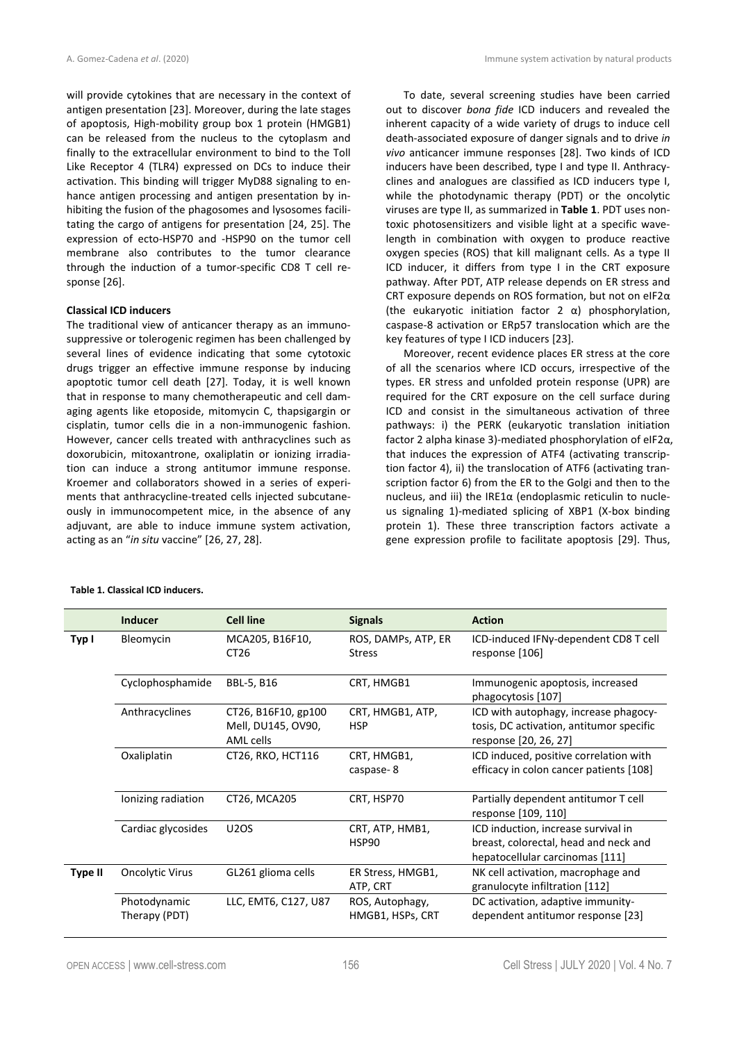will provide cytokines that are necessary in the context of antigen presentation [23]. Moreover, during the late stages of apoptosis, High-mobility group box 1 protein (HMGB1) can be released from the nucleus to the cytoplasm and finally to the extracellular environment to bind to the Toll Like Receptor 4 (TLR4) expressed on DCs to induce their activation. This binding will trigger MyD88 signaling to enhance antigen processing and antigen presentation by inhibiting the fusion of the phagosomes and lysosomes facilitating the cargo of antigens for presentation [24, 25]. The expression of ecto-HSP70 and -HSP90 on the tumor cell membrane also contributes to the tumor clearance through the induction of a tumor-specific CD8 T cell response [26].

**Classical ICD inducers**

The traditional view of anticancer therapy as an immunosuppressive or tolerogenic regimen has been challenged by several lines of evidence indicating that some cytotoxic drugs trigger an effective immune response by inducing apoptotic tumor cell death [27]. Today, it is well known that in response to many chemotherapeutic and cell damaging agents like etoposide, mitomycin C, thapsigargin or cisplatin, tumor cells die in a non-immunogenic fashion. However, cancer cells treated with anthracyclines such as doxorubicin, mitoxantrone, oxaliplatin or ionizing irradiation can induce a strong antitumor immune response. Kroemer and collaborators showed in a series of experiments that anthracycline-treated cells injected subcutaneously in immunocompetent mice, in the absence of any adjuvant, are able to induce immune system activation, acting as an "*in situ* vaccine" [26, 27, 28].

To date, several screening studies have been carried out to discover *bona fide* ICD inducers and revealed the inherent capacity of a wide variety of drugs to induce cell death-associated exposure of danger signals and to drive *in vivo* anticancer immune responses [28]. Two kinds of ICD inducers have been described, type I and type II. Anthracyclines and analogues are classified as ICD inducers type I, while the photodynamic therapy (PDT) or the oncolytic viruses are type II, as summarized in **Table 1**. PDT uses non-toxic photosensitizers and visible light at a specific wavelength in combination with oxygen to produce reactive oxygen species (ROS) that kill malignant cells. As a type II ICD inducer, it differs from type I in the CRT exposure pathway. After PDT, ATP release depends on ER stress and CRT exposure depends on ROS formation, but not on eIF2α (the eukaryotic initiation factor 2 α) phosphorylation, caspase-8 activation or ERp57 translocation which are the key features of type I ICD inducers [23].

Moreover, recent evidence places ER stress at the core of all the scenarios where ICD occurs, irrespective of the types. ER stress and unfolded protein response (UPR) are required for the CRT exposure on the cell surface during ICD and consist in the simultaneous activation of three pathways: i) the PERK (eukaryotic translation initiation factor 2 alpha kinase 3)-mediated phosphorylation of eIF2α, that induces the expression of ATF4 (activating transcription factor 4), ii) the translocation of ATF6 (activating transcription factor 6) from the ER to the Golgi and then to the nucleus, and iii) the IRE1α (endoplasmic reticulin to nucleus signaling 1)-mediated splicing of XBP1 (X-box binding protein 1). These three transcription factors activate a gene expression profile to facilitate apoptosis [29]. Thus,

**Table 1. Classical ICD inducers.**

| | Inducer | Cell line | Signals | Action |
|---|---|---|---|---|
| **Typ I** | Bleomycin | MCA205, B16F10, CT26 | ROS, DAMPs, ATP, ER Stress | ICD-induced IFNγ-dependent CD8 T cell response [106] |
| | Cyclophosphamide | BBL-5, B16 | CRT, HMGB1 | Immunogenic apoptosis, increased phagocytosis [107] |
| | Anthracyclines | CT26, B16F10, gp100 Mell, DU145, OV90, AML cells | CRT, HMGB1, ATP, HSP | ICD with autophagy, increase phagocytosis, DC activation, antitumor specific response [20, 26, 27] |
| | Oxaliplatin | CT26, RKO, HCT116 | CRT, HMGB1, caspase- 8 | ICD induced, positive correlation with efficacy in colon cancer patients [108] |
| | Ionizing radiation | CT26, MCA205 | CRT, HSP70 | Partially dependent antitumor T cell response [109, 110] |
| | Cardiac glycosides | U2OS | CRT, ATP, HMB1, HSP90 | ICD induction, increase survival in breast, colorectal, head and neck and hepatocellular carcinomas [111] |
| **Type II** | Oncolytic Virus | GL261 glioma cells | ER Stress, HMGB1, ATP, CRT | NK cell activation, macrophage and granulocyte infiltration [112] |
| | Photodynamic Therapy (PDT) | LLC, EMT6, C127, U87 | ROS, Autophagy, HMGB1, HSPs, CRT | DC activation, adaptive immunity-dependent antitumor response [23] |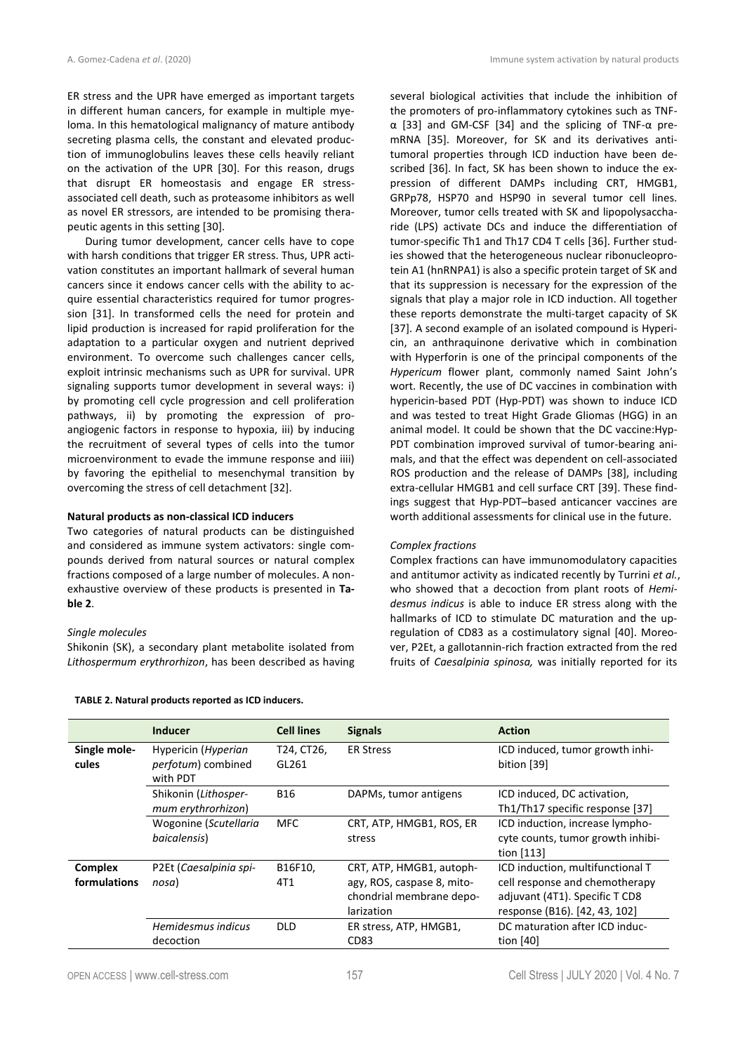ER stress and the UPR have emerged as important targets in different human cancers, for example in multiple myeloma. In this hematological malignancy of mature antibody secreting plasma cells, the constant and elevated production of immunoglobulins leaves these cells heavily reliant on the activation of the UPR [30]. For this reason, drugs that disrupt ER homeostasis and engage ER stress-associated cell death, such as proteasome inhibitors as well as novel ER stressors, are intended to be promising therapeutic agents in this setting [30].

During tumor development, cancer cells have to cope with harsh conditions that trigger ER stress. Thus, UPR activation constitutes an important hallmark of several human cancers since it endows cancer cells with the ability to acquire essential characteristics required for tumor progression [31]. In transformed cells the need for protein and lipid production is increased for rapid proliferation for the adaptation to a particular oxygen and nutrient deprived environment. To overcome such challenges cancer cells, exploit intrinsic mechanisms such as UPR for survival. UPR signaling supports tumor development in several ways: i) by promoting cell cycle progression and cell proliferation pathways, ii) by promoting the expression of pro-angiogenic factors in response to hypoxia, iii) by inducing the recruitment of several types of cells into the tumor microenvironment to evade the immune response and iiii) by favoring the epithelial to mesenchymal transition by overcoming the stress of cell detachment [32].

**Natural products as non-classical ICD inducers**

Two categories of natural products can be distinguished and considered as immune system activators: single compounds derived from natural sources or natural complex fractions composed of a large number of molecules. A non-exhaustive overview of these products is presented in **Table 2**.

*Single molecules*

Shikonin (SK), a secondary plant metabolite isolated from *Lithospermum erythrorhizon*, has been described as having several biological activities that include the inhibition of the promoters of pro-inflammatory cytokines such as TNF-α [33] and GM-CSF [34] and the splicing of TNF-α pre-mRNA [35]. Moreover, for SK and its derivatives antitumoral properties through ICD induction have been described [36]. In fact, SK has been shown to induce the expression of different DAMPs including CRT, HMGB1, GRPp78, HSP70 and HSP90 in several tumor cell lines. Moreover, tumor cells treated with SK and lipopolysaccharide (LPS) activate DCs and induce the differentiation of tumor-specific Th1 and Th17 CD4 T cells [36]. Further studies showed that the heterogeneous nuclear ribonucleoprotein A1 (hnRNPA1) is also a specific protein target of SK and that its suppression is necessary for the expression of the signals that play a major role in ICD induction. All together these reports demonstrate the multi-target capacity of SK [37]. A second example of an isolated compound is Hypericin, an anthraquinone derivative which in combination with Hyperforin is one of the principal components of the *Hypericum* flower plant, commonly named Saint John's wort. Recently, the use of DC vaccines in combination with hypericin-based PDT (Hyp-PDT) was shown to induce ICD and was tested to treat Hight Grade Gliomas (HGG) in an animal model. It could be shown that the DC vaccine:Hyp-PDT combination improved survival of tumor-bearing animals, and that the effect was dependent on cell-associated ROS production and the release of DAMPs [38], including extra-cellular HMGB1 and cell surface CRT [39]. These findings suggest that Hyp-PDT–based anticancer vaccines are worth additional assessments for clinical use in the future.

*Complex fractions*

Complex fractions can have immunomodulatory capacities and antitumor activity as indicated recently by Turrini *et al.*, who showed that a decoction from plant roots of *Hemidesmus indicus* is able to induce ER stress along with the hallmarks of ICD to stimulate DC maturation and the upregulation of CD83 as a costimulatory signal [40]. Moreover, P2Et, a gallotannin-rich fraction extracted from the red fruits of *Caesalpinia spinosa,* was initially reported for its

**TABLE 2. Natural products reported as ICD inducers.**

| | Inducer | Cell lines | Signals | Action |
|---|---|---|---|---|
| **Single molecules** | Hypericin (*Hyperian perfotum*) combined with PDT | T24, CT26, GL261 | ER Stress | ICD induced, tumor growth inhibition [39] |
| | Shikonin (*Lithospermum erythrorhizon*) | B16 | DAPMs, tumor antigens | ICD induced, DC activation, Th1/Th17 specific response [37] |
| | Wogonine (*Scutellaria baicalensis*) | MFC | CRT, ATP, HMGB1, ROS, ER stress | ICD induction, increase lymphocyte counts, tumor growth inhibition [113] |
| **Complex formulations** | P2Et (*Caesalpinia spinosa*) | B16F10, 4T1 | CRT, ATP, HMGB1, autophagy, ROS, caspase 8, mitochondrial membrane depolarization | ICD induction, multifunctional T cell response and chemotherapy adjuvant (4T1). Specific T CD8 response (B16). [42, 43, 102] |
| | *Hemidesmus indicus* decoction | DLD | ER stress, ATP, HMGB1, CD83 | DC maturation after ICD induction [40] |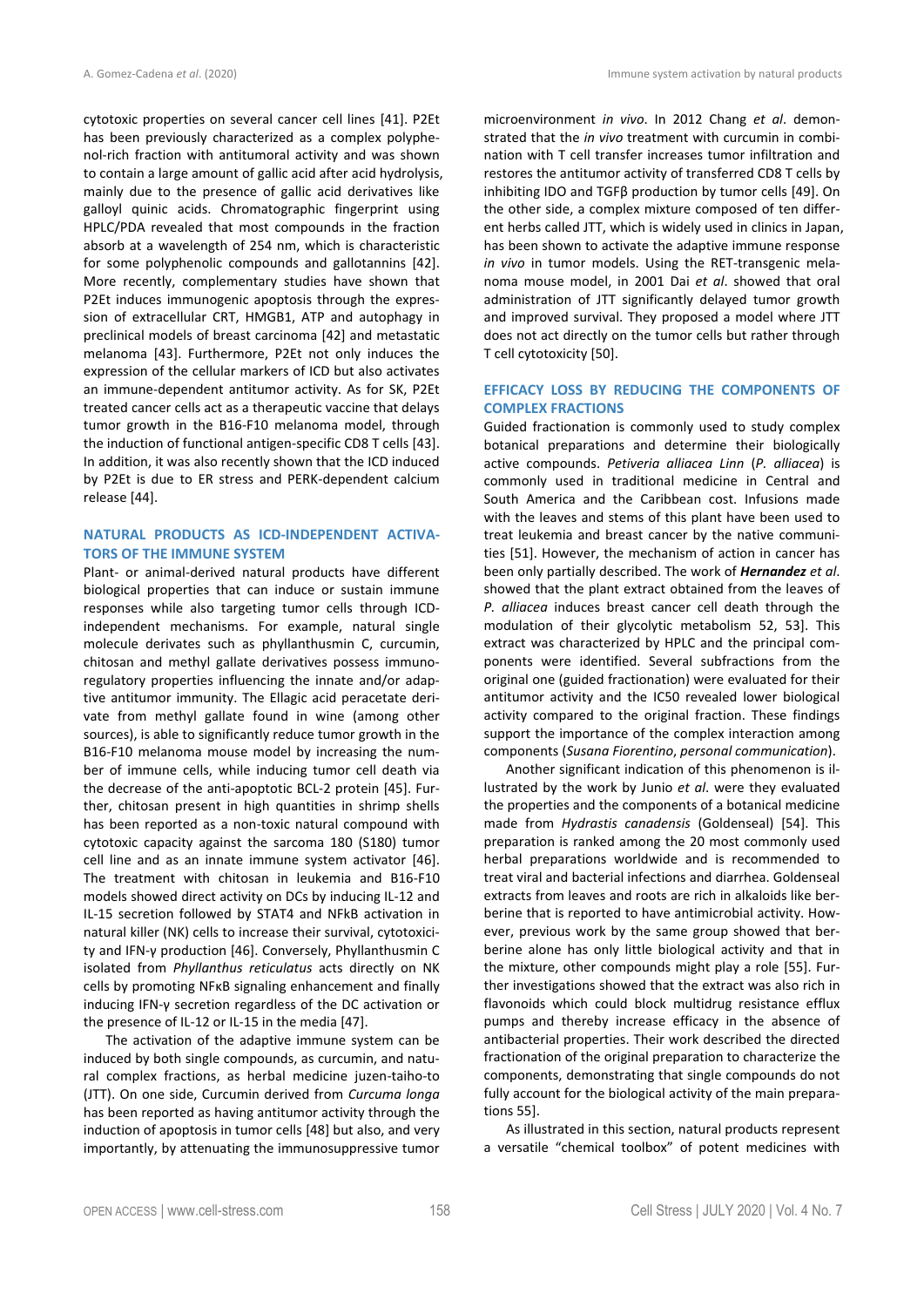cytotoxic properties on several cancer cell lines [41]. P2Et has been previously characterized as a complex polyphenol-rich fraction with antitumoral activity and was shown to contain a large amount of gallic acid after acid hydrolysis, mainly due to the presence of gallic acid derivatives like galloyl quinic acids. Chromatographic fingerprint using HPLC/PDA revealed that most compounds in the fraction absorb at a wavelength of 254 nm, which is characteristic for some polyphenolic compounds and gallotannins [42]. More recently, complementary studies have shown that P2Et induces immunogenic apoptosis through the expression of extracellular CRT, HMGB1, ATP and autophagy in preclinical models of breast carcinoma [42] and metastatic melanoma [43]. Furthermore, P2Et not only induces the expression of the cellular markers of ICD but also activates an immune-dependent antitumor activity. As for SK, P2Et treated cancer cells act as a therapeutic vaccine that delays tumor growth in the B16-F10 melanoma model, through the induction of functional antigen-specific CD8 T cells [43]. In addition, it was also recently shown that the ICD induced by P2Et is due to ER stress and PERK-dependent calcium release [44].

## NATURAL PRODUCTS AS ICD-INDEPENDENT ACTIVATORS OF THE IMMUNE SYSTEM

Plant- or animal-derived natural products have different biological properties that can induce or sustain immune responses while also targeting tumor cells through ICD-independent mechanisms. For example, natural single molecule derivates such as phyllanthusmin C, curcumin, chitosan and methyl gallate derivatives possess immunoregulatory properties influencing the innate and/or adaptive antitumor immunity. The Ellagic acid peracetate derivate from methyl gallate found in wine (among other sources), is able to significantly reduce tumor growth in the B16-F10 melanoma mouse model by increasing the number of immune cells, while inducing tumor cell death via the decrease of the anti-apoptotic BCL-2 protein [45]. Further, chitosan present in high quantities in shrimp shells has been reported as a non-toxic natural compound with cytotoxic capacity against the sarcoma 180 (S180) tumor cell line and as an innate immune system activator [46]. The treatment with chitosan in leukemia and B16-F10 models showed direct activity on DCs by inducing IL-12 and IL-15 secretion followed by STAT4 and NFkB activation in natural killer (NK) cells to increase their survival, cytotoxicity and IFN-γ production [46]. Conversely, Phyllanthusmin C isolated from *Phyllanthus reticulatus* acts directly on NK cells by promoting NFκB signaling enhancement and finally inducing IFN-γ secretion regardless of the DC activation or the presence of IL-12 or IL-15 in the media [47].

The activation of the adaptive immune system can be induced by both single compounds, as curcumin, and natural complex fractions, as herbal medicine juzen-taiho-to (JTT). On one side, Curcumin derived from *Curcuma longa* has been reported as having antitumor activity through the induction of apoptosis in tumor cells [48] but also, and very importantly, by attenuating the immunosuppressive tumor microenvironment *in vivo*. In 2012 Chang *et al*. demonstrated that the *in vivo* treatment with curcumin in combination with T cell transfer increases tumor infiltration and restores the antitumor activity of transferred CD8 T cells by inhibiting IDO and TGFβ production by tumor cells [49]. On the other side, a complex mixture composed of ten different herbs called JTT, which is widely used in clinics in Japan, has been shown to activate the adaptive immune response *in vivo* in tumor models. Using the RET-transgenic melanoma mouse model, in 2001 Dai *et al*. showed that oral administration of JTT significantly delayed tumor growth and improved survival. They proposed a model where JTT does not act directly on the tumor cells but rather through T cell cytotoxicity [50].

## EFFICACY LOSS BY REDUCING THE COMPONENTS OF COMPLEX FRACTIONS

Guided fractionation is commonly used to study complex botanical preparations and determine their biologically active compounds. *Petiveria alliacea Linn* (*P. alliacea*) is commonly used in traditional medicine in Central and South America and the Caribbean cost. Infusions made with the leaves and stems of this plant have been used to treat leukemia and breast cancer by the native communities [51]. However, the mechanism of action in cancer has been only partially described. The work of ***Hernandez*** *et al*. showed that the plant extract obtained from the leaves of *P. alliacea* induces breast cancer cell death through the modulation of their glycolytic metabolism 52, 53]. This extract was characterized by HPLC and the principal components were identified. Several subfractions from the original one (guided fractionation) were evaluated for their antitumor activity and the IC50 revealed lower biological activity compared to the original fraction. These findings support the importance of the complex interaction among components (*Susana Fiorentino*, *personal communication*).

Another significant indication of this phenomenon is illustrated by the work by Junio *et al.* were they evaluated the properties and the components of a botanical medicine made from *Hydrastis canadensis* (Goldenseal) [54]. This preparation is ranked among the 20 most commonly used herbal preparations worldwide and is recommended to treat viral and bacterial infections and diarrhea. Goldenseal extracts from leaves and roots are rich in alkaloids like berberine that is reported to have antimicrobial activity. However, previous work by the same group showed that berberine alone has only little biological activity and that in the mixture, other compounds might play a role [55]. Further investigations showed that the extract was also rich in flavonoids which could block multidrug resistance efflux pumps and thereby increase efficacy in the absence of antibacterial properties. Their work described the directed fractionation of the original preparation to characterize the components, demonstrating that single compounds do not fully account for the biological activity of the main preparations 55].

As illustrated in this section, natural products represent a versatile "chemical toolbox" of potent medicines with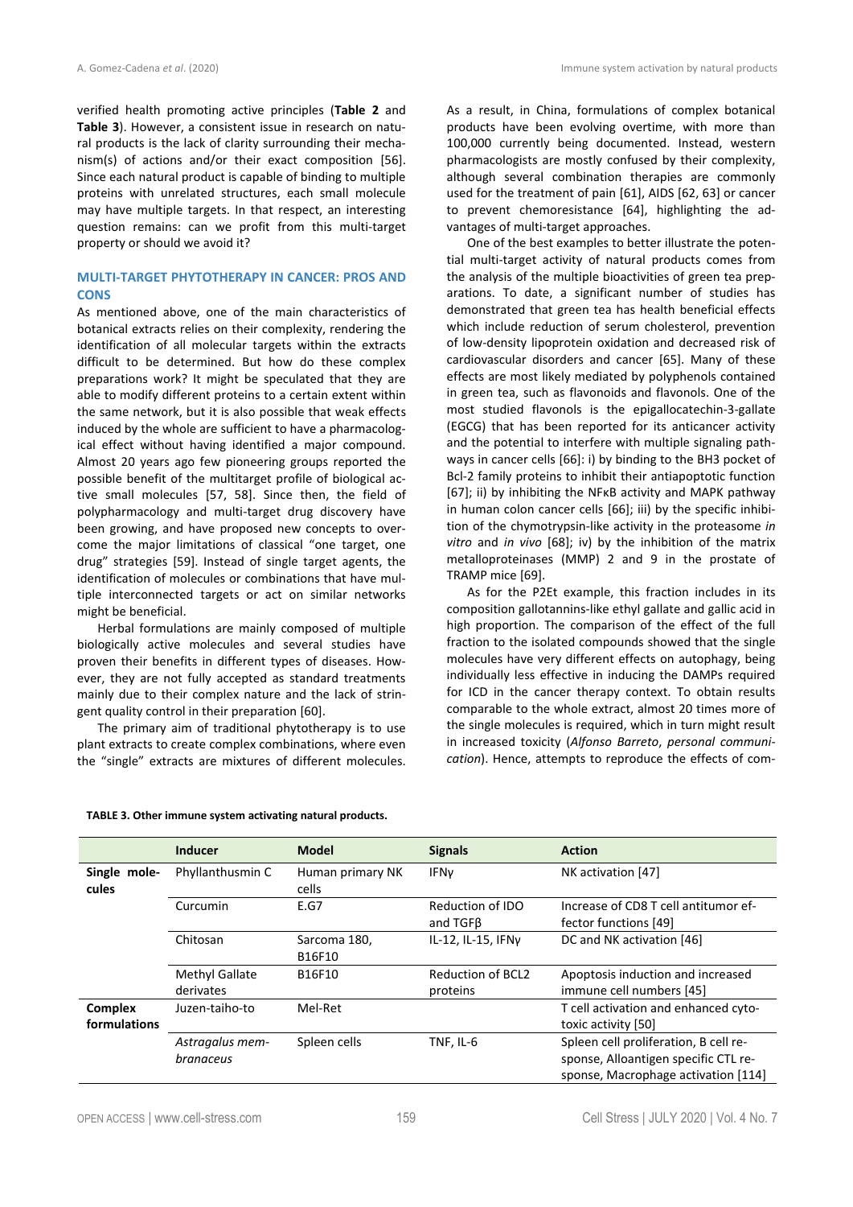verified health promoting active principles (**Table 2** and **Table 3**). However, a consistent issue in research on natural products is the lack of clarity surrounding their mechanism(s) of actions and/or their exact composition [56]. Since each natural product is capable of binding to multiple proteins with unrelated structures, each small molecule may have multiple targets. In that respect, an interesting question remains: can we profit from this multi-target property or should we avoid it?

## MULTI-TARGET PHYTOTHERAPY IN CANCER: PROS AND CONS

As mentioned above, one of the main characteristics of botanical extracts relies on their complexity, rendering the identification of all molecular targets within the extracts difficult to be determined. But how do these complex preparations work? It might be speculated that they are able to modify different proteins to a certain extent within the same network, but it is also possible that weak effects induced by the whole are sufficient to have a pharmacological effect without having identified a major compound. Almost 20 years ago few pioneering groups reported the possible benefit of the multitarget profile of biological active small molecules [57, 58]. Since then, the field of polypharmacology and multi-target drug discovery have been growing, and have proposed new concepts to overcome the major limitations of classical "one target, one drug" strategies [59]. Instead of single target agents, the identification of molecules or combinations that have multiple interconnected targets or act on similar networks might be beneficial.

Herbal formulations are mainly composed of multiple biologically active molecules and several studies have proven their benefits in different types of diseases. However, they are not fully accepted as standard treatments mainly due to their complex nature and the lack of stringent quality control in their preparation [60].

The primary aim of traditional phytotherapy is to use plant extracts to create complex combinations, where even the "single" extracts are mixtures of different molecules. As a result, in China, formulations of complex botanical products have been evolving overtime, with more than 100,000 currently being documented. Instead, western pharmacologists are mostly confused by their complexity, although several combination therapies are commonly used for the treatment of pain [61], AIDS [62, 63] or cancer to prevent chemoresistance [64], highlighting the advantages of multi-target approaches.

One of the best examples to better illustrate the potential multi-target activity of natural products comes from the analysis of the multiple bioactivities of green tea preparations. To date, a significant number of studies has demonstrated that green tea has health beneficial effects which include reduction of serum cholesterol, prevention of low-density lipoprotein oxidation and decreased risk of cardiovascular disorders and cancer [65]. Many of these effects are most likely mediated by polyphenols contained in green tea, such as flavonoids and flavonols. One of the most studied flavonols is the epigallocatechin-3-gallate (EGCG) that has been reported for its anticancer activity and the potential to interfere with multiple signaling pathways in cancer cells [66]: i) by binding to the BH3 pocket of Bcl-2 family proteins to inhibit their antiapoptotic function [67]; ii) by inhibiting the NFκB activity and MAPK pathway in human colon cancer cells [66]; iii) by the specific inhibition of the chymotrypsin-like activity in the proteasome *in vitro* and *in vivo* [68]; iv) by the inhibition of the matrix metalloproteinases (MMP) 2 and 9 in the prostate of TRAMP mice [69].

As for the P2Et example, this fraction includes in its composition gallotannins-like ethyl gallate and gallic acid in high proportion. The comparison of the effect of the full fraction to the isolated compounds showed that the single molecules have very different effects on autophagy, being individually less effective in inducing the DAMPs required for ICD in the cancer therapy context. To obtain results comparable to the whole extract, almost 20 times more of the single molecules is required, which in turn might result in increased toxicity (*Alfonso Barreto*, *personal communication*). Hence, attempts to reproduce the effects of com-

**TABLE 3. Other immune system activating natural products.**

| | Inducer | Model | Signals | Action |
|---|---|---|---|---|
| **Single molecules** | Phyllanthusmin C | Human primary NK cells | IFNγ | NK activation [47] |
| | Curcumin | E.G7 | Reduction of IDO and TGFβ | Increase of CD8 T cell antitumor effector functions [49] |
| | Chitosan | Sarcoma 180, B16F10 | IL-12, IL-15, IFNγ | DC and NK activation [46] |
| | Methyl Gallate derivates | B16F10 | Reduction of BCL2 proteins | Apoptosis induction and increased immune cell numbers [45] |
| **Complex formulations** | Juzen-taiho-to | Mel-Ret | | T cell activation and enhanced cytotoxic activity [50] |
| | *Astragalus membranaceus* | Spleen cells | TNF, IL-6 | Spleen cell proliferation, B cell response, Alloantigen specific CTL response, Macrophage activation [114] |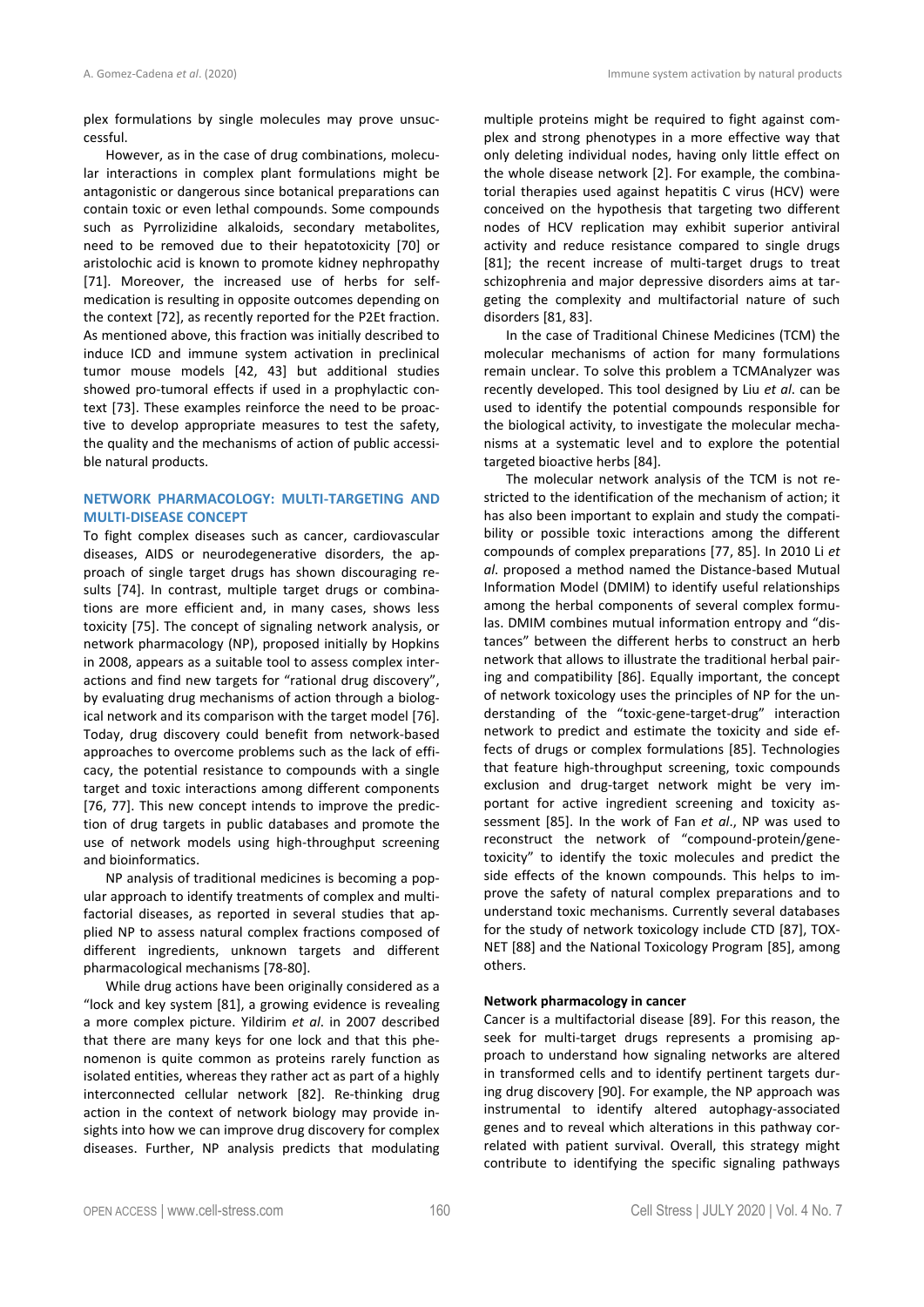plex formulations by single molecules may prove unsuccessful.

However, as in the case of drug combinations, molecular interactions in complex plant formulations might be antagonistic or dangerous since botanical preparations can contain toxic or even lethal compounds. Some compounds such as Pyrrolizidine alkaloids, secondary metabolites, need to be removed due to their hepatotoxicity [70] or aristolochic acid is known to promote kidney nephropathy [71]. Moreover, the increased use of herbs for self-medication is resulting in opposite outcomes depending on the context [72], as recently reported for the P2Et fraction. As mentioned above, this fraction was initially described to induce ICD and immune system activation in preclinical tumor mouse models [42, 43] but additional studies showed pro-tumoral effects if used in a prophylactic context [73]. These examples reinforce the need to be proactive to develop appropriate measures to test the safety, the quality and the mechanisms of action of public accessible natural products.

## NETWORK PHARMACOLOGY: MULTI-TARGETING AND MULTI-DISEASE CONCEPT

To fight complex diseases such as cancer, cardiovascular diseases, AIDS or neurodegenerative disorders, the approach of single target drugs has shown discouraging results [74]. In contrast, multiple target drugs or combinations are more efficient and, in many cases, shows less toxicity [75]. The concept of signaling network analysis, or network pharmacology (NP), proposed initially by Hopkins in 2008, appears as a suitable tool to assess complex interactions and find new targets for "rational drug discovery", by evaluating drug mechanisms of action through a biological network and its comparison with the target model [76]. Today, drug discovery could benefit from network-based approaches to overcome problems such as the lack of efficacy, the potential resistance to compounds with a single target and toxic interactions among different components [76, 77]. This new concept intends to improve the prediction of drug targets in public databases and promote the use of network models using high-throughput screening and bioinformatics.

NP analysis of traditional medicines is becoming a popular approach to identify treatments of complex and multifactorial diseases, as reported in several studies that applied NP to assess natural complex fractions composed of different ingredients, unknown targets and different pharmacological mechanisms [78-80].

While drug actions have been originally considered as a "lock and key system [81], a growing evidence is revealing a more complex picture. Yildirim *et al*. in 2007 described that there are many keys for one lock and that this phenomenon is quite common as proteins rarely function as isolated entities, whereas they rather act as part of a highly interconnected cellular network [82]. Re-thinking drug action in the context of network biology may provide insights into how we can improve drug discovery for complex diseases. Further, NP analysis predicts that modulating multiple proteins might be required to fight against complex and strong phenotypes in a more effective way that only deleting individual nodes, having only little effect on the whole disease network [2]. For example, the combinatorial therapies used against hepatitis C virus (HCV) were conceived on the hypothesis that targeting two different nodes of HCV replication may exhibit superior antiviral activity and reduce resistance compared to single drugs [81]; the recent increase of multi-target drugs to treat schizophrenia and major depressive disorders aims at targeting the complexity and multifactorial nature of such disorders [81, 83].

In the case of Traditional Chinese Medicines (TCM) the molecular mechanisms of action for many formulations remain unclear. To solve this problem a TCMAnalyzer was recently developed. This tool designed by Liu *et al*. can be used to identify the potential compounds responsible for the biological activity, to investigate the molecular mechanisms at a systematic level and to explore the potential targeted bioactive herbs [84].

The molecular network analysis of the TCM is not restricted to the identification of the mechanism of action; it has also been important to explain and study the compatibility or possible toxic interactions among the different compounds of complex preparations [77, 85]. In 2010 Li *et al*. proposed a method named the Distance-based Mutual Information Model (DMIM) to identify useful relationships among the herbal components of several complex formulas. DMIM combines mutual information entropy and "distances" between the different herbs to construct an herb network that allows to illustrate the traditional herbal pairing and compatibility [86]. Equally important, the concept of network toxicology uses the principles of NP for the understanding of the "toxic-gene-target-drug" interaction network to predict and estimate the toxicity and side effects of drugs or complex formulations [85]. Technologies that feature high-throughput screening, toxic compounds exclusion and drug-target network might be very important for active ingredient screening and toxicity assessment [85]. In the work of Fan *et al*., NP was used to reconstruct the network of "compound-protein/gene-toxicity" to identify the toxic molecules and predict the side effects of the known compounds. This helps to improve the safety of natural complex preparations and to understand toxic mechanisms. Currently several databases for the study of network toxicology include CTD [87], TOXNET [88] and the National Toxicology Program [85], among others.

### Network pharmacology in cancer

Cancer is a multifactorial disease [89]. For this reason, the seek for multi-target drugs represents a promising approach to understand how signaling networks are altered in transformed cells and to identify pertinent targets during drug discovery [90]. For example, the NP approach was instrumental to identify altered autophagy-associated genes and to reveal which alterations in this pathway correlated with patient survival. Overall, this strategy might contribute to identifying the specific signaling pathways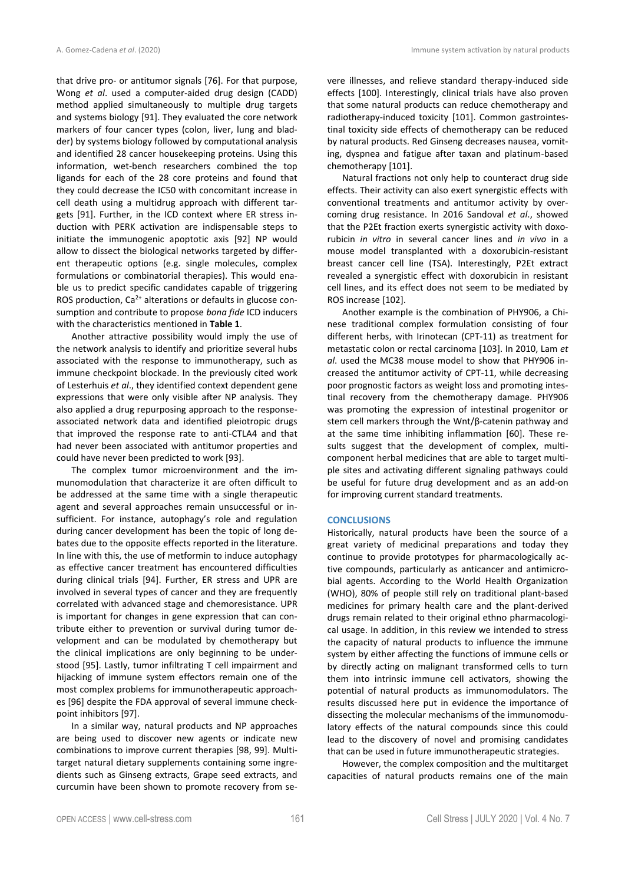that drive pro- or antitumor signals [76]. For that purpose, Wong *et al*. used a computer-aided drug design (CADD) method applied simultaneously to multiple drug targets and systems biology [91]. They evaluated the core network markers of four cancer types (colon, liver, lung and bladder) by systems biology followed by computational analysis and identified 28 cancer housekeeping proteins. Using this information, wet-bench researchers combined the top ligands for each of the 28 core proteins and found that they could decrease the IC50 with concomitant increase in cell death using a multidrug approach with different targets [91]. Further, in the ICD context where ER stress induction with PERK activation are indispensable steps to initiate the immunogenic apoptotic axis [92] NP would allow to dissect the biological networks targeted by different therapeutic options (e.g. single molecules, complex formulations or combinatorial therapies). This would enable us to predict specific candidates capable of triggering ROS production, $Ca^{2+}$ alterations or defaults in glucose consumption and contribute to propose *bona fide* ICD inducers with the characteristics mentioned in **Table 1**.

Another attractive possibility would imply the use of the network analysis to identify and prioritize several hubs associated with the response to immunotherapy, such as immune checkpoint blockade. In the previously cited work of Lesterhuis *et al*., they identified context dependent gene expressions that were only visible after NP analysis. They also applied a drug repurposing approach to the response-associated network data and identified pleiotropic drugs that improved the response rate to anti-CTLA4 and that had never been associated with antitumor properties and could have never been predicted to work [93].

The complex tumor microenvironment and the immunomodulation that characterize it are often difficult to be addressed at the same time with a single therapeutic agent and several approaches remain unsuccessful or insufficient. For instance, autophagy's role and regulation during cancer development has been the topic of long debates due to the opposite effects reported in the literature. In line with this, the use of metformin to induce autophagy as effective cancer treatment has encountered difficulties during clinical trials [94]. Further, ER stress and UPR are involved in several types of cancer and they are frequently correlated with advanced stage and chemoresistance. UPR is important for changes in gene expression that can contribute either to prevention or survival during tumor development and can be modulated by chemotherapy but the clinical implications are only beginning to be understood [95]. Lastly, tumor infiltrating T cell impairment and hijacking of immune system effectors remain one of the most complex problems for immunotherapeutic approaches [96] despite the FDA approval of several immune checkpoint inhibitors [97].

In a similar way, natural products and NP approaches are being used to discover new agents or indicate new combinations to improve current therapies [98, 99]. Multi-target natural dietary supplements containing some ingredients such as Ginseng extracts, Grape seed extracts, and curcumin have been shown to promote recovery from severe illnesses, and relieve standard therapy-induced side effects [100]. Interestingly, clinical trials have also proven that some natural products can reduce chemotherapy and radiotherapy-induced toxicity [101]. Common gastrointestinal toxicity side effects of chemotherapy can be reduced by natural products. Red Ginseng decreases nausea, vomiting, dyspnea and fatigue after taxan and platinum-based chemotherapy [101].

Natural fractions not only help to counteract drug side effects. Their activity can also exert synergistic effects with conventional treatments and antitumor activity by overcoming drug resistance. In 2016 Sandoval *et al*., showed that the P2Et fraction exerts synergistic activity with doxorubicin *in vitro* in several cancer lines and *in vivo* in a mouse model transplanted with a doxorubicin-resistant breast cancer cell line (TSA). Interestingly, P2Et extract revealed a synergistic effect with doxorubicin in resistant cell lines, and its effect does not seem to be mediated by ROS increase [102].

Another example is the combination of PHY906, a Chinese traditional complex formulation consisting of four different herbs, with Irinotecan (CPT-11) as treatment for metastatic colon or rectal carcinoma [103]. In 2010, Lam *et al*. used the MC38 mouse model to show that PHY906 increased the antitumor activity of CPT-11, while decreasing poor prognostic factors as weight loss and promoting intestinal recovery from the chemotherapy damage. PHY906 was promoting the expression of intestinal progenitor or stem cell markers through the Wnt/β-catenin pathway and at the same time inhibiting inflammation [60]. These results suggest that the development of complex, multi-component herbal medicines that are able to target multiple sites and activating different signaling pathways could be useful for future drug development and as an add-on for improving current standard treatments.

## CONCLUSIONS

Historically, natural products have been the source of a great variety of medicinal preparations and today they continue to provide prototypes for pharmacologically active compounds, particularly as anticancer and antimicrobial agents. According to the World Health Organization (WHO), 80% of people still rely on traditional plant-based medicines for primary health care and the plant-derived drugs remain related to their original ethno pharmacological usage. In addition, in this review we intended to stress the capacity of natural products to influence the immune system by either affecting the functions of immune cells or by directly acting on malignant transformed cells to turn them into intrinsic immune cell activators, showing the potential of natural products as immunomodulators. The results discussed here put in evidence the importance of dissecting the molecular mechanisms of the immunomodulatory effects of the natural compounds since this could lead to the discovery of novel and promising candidates that can be used in future immunotherapeutic strategies.

However, the complex composition and the multitarget capacities of natural products remains one of the main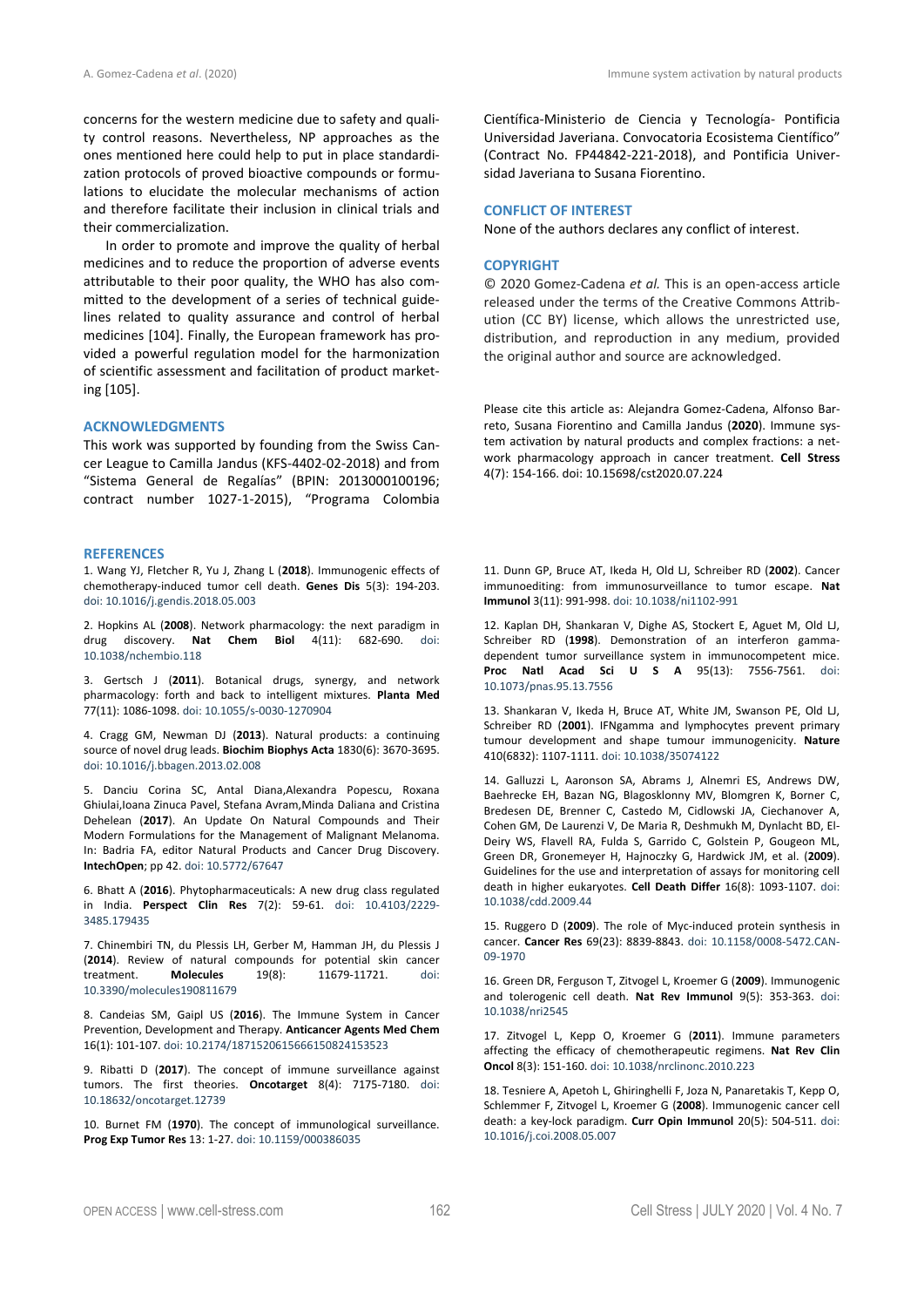concerns for the western medicine due to safety and quality control reasons. Nevertheless, NP approaches as the ones mentioned here could help to put in place standardization protocols of proved bioactive compounds or formulations to elucidate the molecular mechanisms of action and therefore facilitate their inclusion in clinical trials and their commercialization.

In order to promote and improve the quality of herbal medicines and to reduce the proportion of adverse events attributable to their poor quality, the WHO has also committed to the development of a series of technical guidelines related to quality assurance and control of herbal medicines [104]. Finally, the European framework has provided a powerful regulation model for the harmonization of scientific assessment and facilitation of product marketing [105].

## ACKNOWLEDGMENTS

This work was supported by founding from the Swiss Cancer League to Camilla Jandus (KFS-4402-02-2018) and from "Sistema General de Regalías" (BPIN: 2013000100196; contract number 1027-1-2015), "Programa Colombia Científica-Ministerio de Ciencia y Tecnología- Pontificia Universidad Javeriana. Convocatoria Ecosistema Científico" (Contract No. FP44842-221-2018), and Pontificia Universidad Javeriana to Susana Fiorentino.

## CONFLICT OF INTEREST

None of the authors declares any conflict of interest.

## COPYRIGHT

© 2020 Gomez-Cadena *et al.* This is an open-access article released under the terms of the Creative Commons Attribution (CC BY) license, which allows the unrestricted use, distribution, and reproduction in any medium, provided the original author and source are acknowledged.

Please cite this article as: Alejandra Gomez-Cadena, Alfonso Barreto, Susana Fiorentino and Camilla Jandus (**2020**). Immune system activation by natural products and complex fractions: a network pharmacology approach in cancer treatment. **Cell Stress** 4(7): 154-166. doi: 10.15698/cst2020.07.224

## REFERENCES

1. Wang YJ, Fletcher R, Yu J, Zhang L (**2018**). Immunogenic effects of chemotherapy-induced tumor cell death. **Genes Dis** 5(3): 194-203. doi: 10.1016/j.gendis.2018.05.003

2. Hopkins AL (**2008**). Network pharmacology: the next paradigm in drug discovery. **Nat Chem Biol** 4(11): 682-690. doi: 10.1038/nchembio.118

3. Gertsch J (**2011**). Botanical drugs, synergy, and network pharmacology: forth and back to intelligent mixtures. **Planta Med** 77(11): 1086-1098. doi: 10.1055/s-0030-1270904

4. Cragg GM, Newman DJ (**2013**). Natural products: a continuing source of novel drug leads. **Biochim Biophys Acta** 1830(6): 3670-3695. doi: 10.1016/j.bbagen.2013.02.008

5. Danciu Corina SC, Antal Diana,Alexandra Popescu, Roxana Ghiulai,Ioana Zinuca Pavel, Stefana Avram,Minda Daliana and Cristina Dehelean (**2017**). An Update On Natural Compounds and Their Modern Formulations for the Management of Malignant Melanoma. In: Badria FA, editor Natural Products and Cancer Drug Discovery. **IntechOpen**; pp 42. doi: 10.5772/67647

6. Bhatt A (**2016**). Phytopharmaceuticals: A new drug class regulated in India. **Perspect Clin Res** 7(2): 59-61. doi: 10.4103/2229-3485.179435

7. Chinembiri TN, du Plessis LH, Gerber M, Hamman JH, du Plessis J (**2014**). Review of natural compounds for potential skin cancer treatment. **Molecules** 19(8): 11679-11721. doi: 10.3390/molecules190811679

8. Candeias SM, Gaipl US (**2016**). The Immune System in Cancer Prevention, Development and Therapy. **Anticancer Agents Med Chem** 16(1): 101-107. doi: 10.2174/1871520615666150824153523

9. Ribatti D (**2017**). The concept of immune surveillance against tumors. The first theories. **Oncotarget** 8(4): 7175-7180. doi: 10.18632/oncotarget.12739

10. Burnet FM (**1970**). The concept of immunological surveillance. **Prog Exp Tumor Res** 13: 1-27. doi: 10.1159/000386035

11. Dunn GP, Bruce AT, Ikeda H, Old LJ, Schreiber RD (**2002**). Cancer immunoediting: from immunosurveillance to tumor escape. **Nat Immunol** 3(11): 991-998. doi: 10.1038/ni1102-991

12. Kaplan DH, Shankaran V, Dighe AS, Stockert E, Aguet M, Old LJ, Schreiber RD (**1998**). Demonstration of an interferon gamma-dependent tumor surveillance system in immunocompetent mice. **Proc Natl Acad Sci U S A** 95(13): 7556-7561. doi: 10.1073/pnas.95.13.7556

13. Shankaran V, Ikeda H, Bruce AT, White JM, Swanson PE, Old LJ, Schreiber RD (**2001**). IFNgamma and lymphocytes prevent primary tumour development and shape tumour immunogenicity. **Nature** 410(6832): 1107-1111. doi: 10.1038/35074122

14. Galluzzi L, Aaronson SA, Abrams J, Alnemri ES, Andrews DW, Baehrecke EH, Bazan NG, Blagosklonny MV, Blomgren K, Borner C, Bredesen DE, Brenner C, Castedo M, Cidlowski JA, Ciechanover A, Cohen GM, De Laurenzi V, De Maria R, Deshmukh M, Dynlacht BD, El-Deiry WS, Flavell RA, Fulda S, Garrido C, Golstein P, Gougeon ML, Green DR, Gronemeyer H, Hajnoczky G, Hardwick JM, et al. (**2009**). Guidelines for the use and interpretation of assays for monitoring cell death in higher eukaryotes. **Cell Death Differ** 16(8): 1093-1107. doi: 10.1038/cdd.2009.44

15. Ruggero D (**2009**). The role of Myc-induced protein synthesis in cancer. **Cancer Res** 69(23): 8839-8843. doi: 10.1158/0008-5472.CAN-09-1970

16. Green DR, Ferguson T, Zitvogel L, Kroemer G (**2009**). Immunogenic and tolerogenic cell death. **Nat Rev Immunol** 9(5): 353-363. doi: 10.1038/nri2545

17. Zitvogel L, Kepp O, Kroemer G (**2011**). Immune parameters affecting the efficacy of chemotherapeutic regimens. **Nat Rev Clin Oncol** 8(3): 151-160. doi: 10.1038/nrclinonc.2010.223

18. Tesniere A, Apetoh L, Ghiringhelli F, Joza N, Panaretakis T, Kepp O, Schlemmer F, Zitvogel L, Kroemer G (**2008**). Immunogenic cancer cell death: a key-lock paradigm. **Curr Opin Immunol** 20(5): 504-511. doi: 10.1016/j.coi.2008.05.007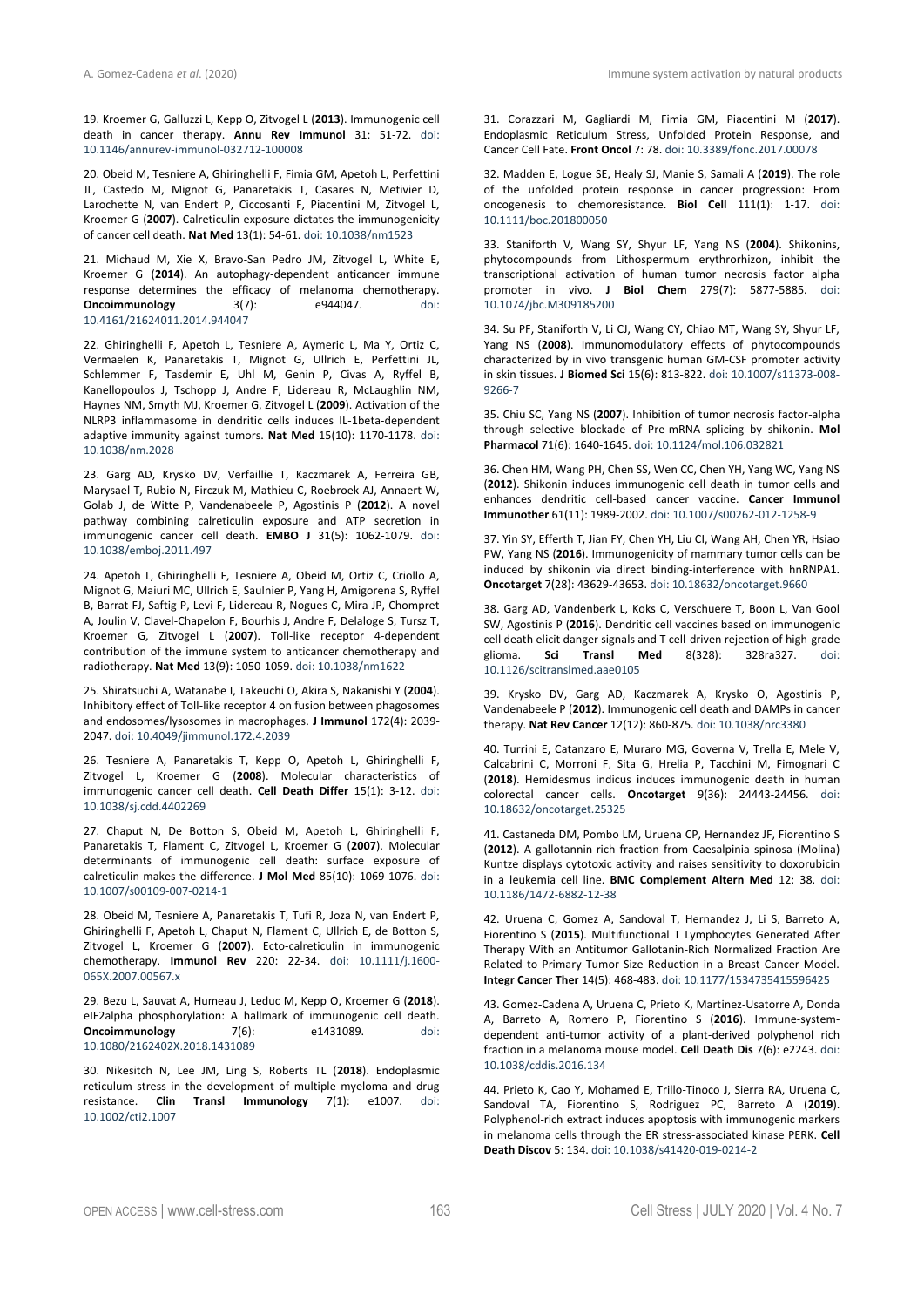19. Kroemer G, Galluzzi L, Kepp O, Zitvogel L (**2013**). Immunogenic cell death in cancer therapy. **Annu Rev Immunol** 31: 51-72. doi: 10.1146/annurev-immunol-032712-100008

20. Obeid M, Tesniere A, Ghiringhelli F, Fimia GM, Apetoh L, Perfettini JL, Castedo M, Mignot G, Panaretakis T, Casares N, Metivier D, Larochette N, van Endert P, Ciccosanti F, Piacentini M, Zitvogel L, Kroemer G (**2007**). Calreticulin exposure dictates the immunogenicity of cancer cell death. **Nat Med** 13(1): 54-61. doi: 10.1038/nm1523

21. Michaud M, Xie X, Bravo-San Pedro JM, Zitvogel L, White E, Kroemer G (**2014**). An autophagy-dependent anticancer immune response determines the efficacy of melanoma chemotherapy. **Oncoimmunology** 3(7): e944047. doi: 10.4161/21624011.2014.944047

22. Ghiringhelli F, Apetoh L, Tesniere A, Aymeric L, Ma Y, Ortiz C, Vermaelen K, Panaretakis T, Mignot G, Ullrich E, Perfettini JL, Schlemmer F, Tasdemir E, Uhl M, Genin P, Civas A, Ryffel B, Kanellopoulos J, Tschopp J, Andre F, Lidereau R, McLaughlin NM, Haynes NM, Smyth MJ, Kroemer G, Zitvogel L (**2009**). Activation of the NLRP3 inflammasome in dendritic cells induces IL-1beta-dependent adaptive immunity against tumors. **Nat Med** 15(10): 1170-1178. doi: 10.1038/nm.2028

23. Garg AD, Krysko DV, Verfaillie T, Kaczmarek A, Ferreira GB, Marysael T, Rubio N, Firczuk M, Mathieu C, Roebroek AJ, Annaert W, Golab J, de Witte P, Vandenabeele P, Agostinis P (**2012**). A novel pathway combining calreticulin exposure and ATP secretion in immunogenic cancer cell death. **EMBO J** 31(5): 1062-1079. doi: 10.1038/emboj.2011.497

24. Apetoh L, Ghiringhelli F, Tesniere A, Obeid M, Ortiz C, Criollo A, Mignot G, Maiuri MC, Ullrich E, Saulnier P, Yang H, Amigorena S, Ryffel B, Barrat FJ, Saftig P, Levi F, Lidereau R, Nogues C, Mira JP, Chompret A, Joulin V, Clavel-Chapelon F, Bourhis J, Andre F, Delaloge S, Tursz T, Kroemer G, Zitvogel L (**2007**). Toll-like receptor 4-dependent contribution of the immune system to anticancer chemotherapy and radiotherapy. **Nat Med** 13(9): 1050-1059. doi: 10.1038/nm1622

25. Shiratsuchi A, Watanabe I, Takeuchi O, Akira S, Nakanishi Y (**2004**). Inhibitory effect of Toll-like receptor 4 on fusion between phagosomes and endosomes/lysosomes in macrophages. **J Immunol** 172(4): 2039-2047. doi: 10.4049/jimmunol.172.4.2039

26. Tesniere A, Panaretakis T, Kepp O, Apetoh L, Ghiringhelli F, Zitvogel L, Kroemer G (**2008**). Molecular characteristics of immunogenic cancer cell death. **Cell Death Differ** 15(1): 3-12. doi: 10.1038/sj.cdd.4402269

27. Chaput N, De Botton S, Obeid M, Apetoh L, Ghiringhelli F, Panaretakis T, Flament C, Zitvogel L, Kroemer G (**2007**). Molecular determinants of immunogenic cell death: surface exposure of calreticulin makes the difference. **J Mol Med** 85(10): 1069-1076. doi: 10.1007/s00109-007-0214-1

28. Obeid M, Tesniere A, Panaretakis T, Tufi R, Joza N, van Endert P, Ghiringhelli F, Apetoh L, Chaput N, Flament C, Ullrich E, de Botton S, Zitvogel L, Kroemer G (**2007**). Ecto-calreticulin in immunogenic chemotherapy. **Immunol Rev** 220: 22-34. doi: 10.1111/j.1600-065X.2007.00567.x

29. Bezu L, Sauvat A, Humeau J, Leduc M, Kepp O, Kroemer G (**2018**). eIF2alpha phosphorylation: A hallmark of immunogenic cell death. **Oncoimmunology** 7(6): e1431089. doi: 10.1080/2162402X.2018.1431089

30. Nikesitch N, Lee JM, Ling S, Roberts TL (**2018**). Endoplasmic reticulum stress in the development of multiple myeloma and drug resistance. **Clin Transl Immunology** 7(1): e1007. doi: 10.1002/cti2.1007

31. Corazzari M, Gagliardi M, Fimia GM, Piacentini M (**2017**). Endoplasmic Reticulum Stress, Unfolded Protein Response, and Cancer Cell Fate. **Front Oncol** 7: 78. doi: 10.3389/fonc.2017.00078

32. Madden E, Logue SE, Healy SJ, Manie S, Samali A (**2019**). The role of the unfolded protein response in cancer progression: From oncogenesis to chemoresistance. **Biol Cell** 111(1): 1-17. doi: 10.1111/boc.201800050

33. Staniforth V, Wang SY, Shyur LF, Yang NS (**2004**). Shikonins, phytocompounds from Lithospermum erythrorhizon, inhibit the transcriptional activation of human tumor necrosis factor alpha promoter in vivo. **J Biol Chem** 279(7): 5877-5885. doi: 10.1074/jbc.M309185200

34. Su PF, Staniforth V, Li CJ, Wang CY, Chiao MT, Wang SY, Shyur LF, Yang NS (**2008**). Immunomodulatory effects of phytocompounds characterized by in vivo transgenic human GM-CSF promoter activity in skin tissues. **J Biomed Sci** 15(6): 813-822. doi: 10.1007/s11373-008-9266-7

35. Chiu SC, Yang NS (**2007**). Inhibition of tumor necrosis factor-alpha through selective blockade of Pre-mRNA splicing by shikonin. **Mol Pharmacol** 71(6): 1640-1645. doi: 10.1124/mol.106.032821

36. Chen HM, Wang PH, Chen SS, Wen CC, Chen YH, Yang WC, Yang NS (**2012**). Shikonin induces immunogenic cell death in tumor cells and enhances dendritic cell-based cancer vaccine. **Cancer Immunol Immunother** 61(11): 1989-2002. doi: 10.1007/s00262-012-1258-9

37. Yin SY, Efferth T, Jian FY, Chen YH, Liu CI, Wang AH, Chen YR, Hsiao PW, Yang NS (**2016**). Immunogenicity of mammary tumor cells can be induced by shikonin via direct binding-interference with hnRNPA1. **Oncotarget** 7(28): 43629-43653. doi: 10.18632/oncotarget.9660

38. Garg AD, Vandenberk L, Koks C, Verschuere T, Boon L, Van Gool SW, Agostinis P (**2016**). Dendritic cell vaccines based on immunogenic cell death elicit danger signals and T cell-driven rejection of high-grade glioma. **Sci Transl Med** 8(328): 328ra327. doi: 10.1126/scitranslmed.aae0105

39. Krysko DV, Garg AD, Kaczmarek A, Krysko O, Agostinis P, Vandenabeele P (**2012**). Immunogenic cell death and DAMPs in cancer therapy. **Nat Rev Cancer** 12(12): 860-875. doi: 10.1038/nrc3380

40. Turrini E, Catanzaro E, Muraro MG, Governa V, Trella E, Mele V, Calcabrini C, Morroni F, Sita G, Hrelia P, Tacchini M, Fimognari C (**2018**). Hemidesmus indicus induces immunogenic death in human colorectal cancer cells. **Oncotarget** 9(36): 24443-24456. doi: 10.18632/oncotarget.25325

41. Castaneda DM, Pombo LM, Uruena CP, Hernandez JF, Fiorentino S (**2012**). A gallotannin-rich fraction from Caesalpinia spinosa (Molina) Kuntze displays cytotoxic activity and raises sensitivity to doxorubicin in a leukemia cell line. **BMC Complement Altern Med** 12: 38. doi: 10.1186/1472-6882-12-38

42. Uruena C, Gomez A, Sandoval T, Hernandez J, Li S, Barreto A, Fiorentino S (**2015**). Multifunctional T Lymphocytes Generated After Therapy With an Antitumor Gallotanin-Rich Normalized Fraction Are Related to Primary Tumor Size Reduction in a Breast Cancer Model. **Integr Cancer Ther** 14(5): 468-483. doi: 10.1177/1534735415596425

43. Gomez-Cadena A, Uruena C, Prieto K, Martinez-Usatorre A, Donda A, Barreto A, Romero P, Fiorentino S (**2016**). Immune-system-dependent anti-tumor activity of a plant-derived polyphenol rich fraction in a melanoma mouse model. **Cell Death Dis** 7(6): e2243. doi: 10.1038/cddis.2016.134

44. Prieto K, Cao Y, Mohamed E, Trillo-Tinoco J, Sierra RA, Uruena C, Sandoval TA, Fiorentino S, Rodriguez PC, Barreto A (**2019**). Polyphenol-rich extract induces apoptosis with immunogenic markers in melanoma cells through the ER stress-associated kinase PERK. **Cell Death Discov** 5: 134. doi: 10.1038/s41420-019-0214-2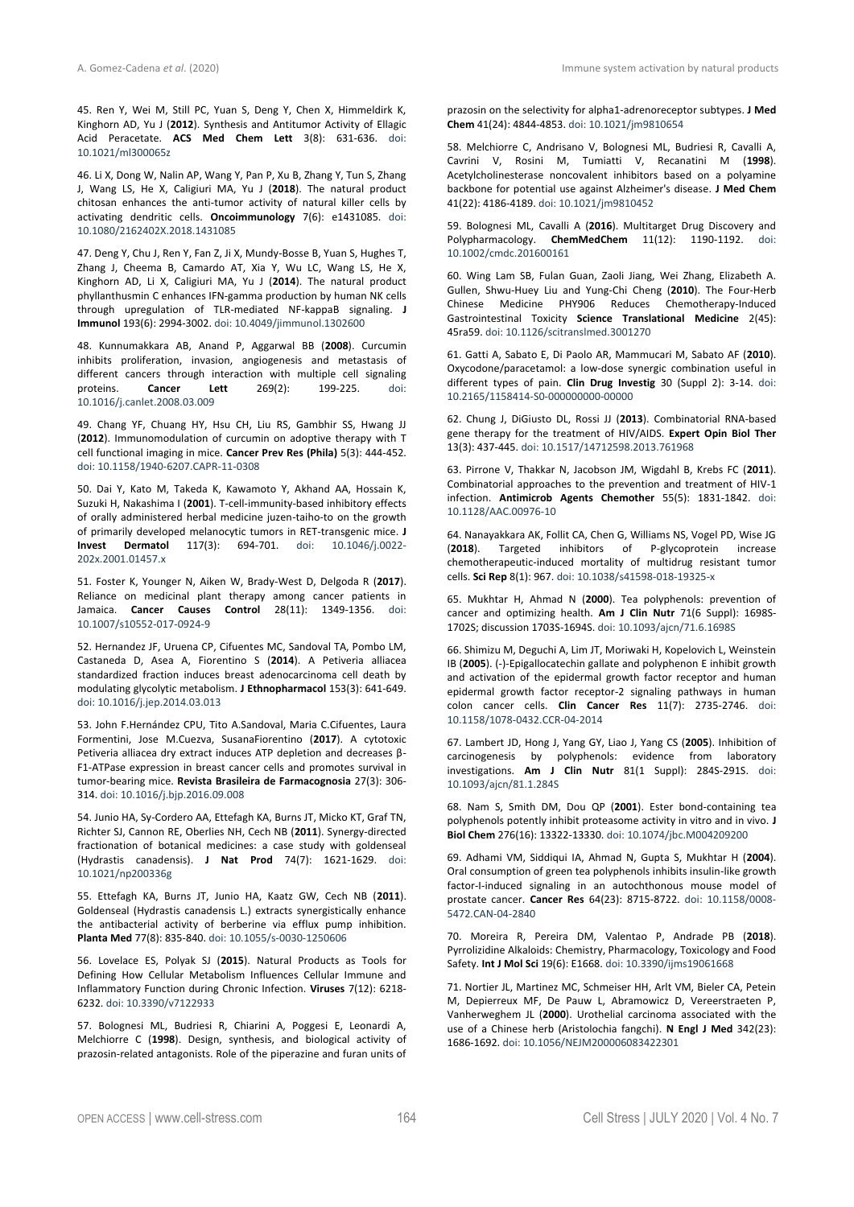45. Ren Y, Wei M, Still PC, Yuan S, Deng Y, Chen X, Himmeldirk K, Kinghorn AD, Yu J (**2012**). Synthesis and Antitumor Activity of Ellagic Acid Peracetate. **ACS Med Chem Lett** 3(8): 631-636. doi: 10.1021/ml300065z

46. Li X, Dong W, Nalin AP, Wang Y, Pan P, Xu B, Zhang Y, Tun S, Zhang J, Wang LS, He X, Caligiuri MA, Yu J (**2018**). The natural product chitosan enhances the anti-tumor activity of natural killer cells by activating dendritic cells. **Oncoimmunology** 7(6): e1431085. doi: 10.1080/2162402X.2018.1431085

47. Deng Y, Chu J, Ren Y, Fan Z, Ji X, Mundy-Bosse B, Yuan S, Hughes T, Zhang J, Cheema B, Camardo AT, Xia Y, Wu LC, Wang LS, He X, Kinghorn AD, Li X, Caligiuri MA, Yu J (**2014**). The natural product phyllanthusmin C enhances IFN-gamma production by human NK cells through upregulation of TLR-mediated NF-kappaB signaling. **J Immunol** 193(6): 2994-3002. doi: 10.4049/jimmunol.1302600

48. Kunnumakkara AB, Anand P, Aggarwal BB (**2008**). Curcumin inhibits proliferation, invasion, angiogenesis and metastasis of different cancers through interaction with multiple cell signaling proteins. **Cancer Lett** 269(2): 199-225. doi: 10.1016/j.canlet.2008.03.009

49. Chang YF, Chuang HY, Hsu CH, Liu RS, Gambhir SS, Hwang JJ (**2012**). Immunomodulation of curcumin on adoptive therapy with T cell functional imaging in mice. **Cancer Prev Res (Phila)** 5(3): 444-452. doi: 10.1158/1940-6207.CAPR-11-0308

50. Dai Y, Kato M, Takeda K, Kawamoto Y, Akhand AA, Hossain K, Suzuki H, Nakashima I (**2001**). T-cell-immunity-based inhibitory effects of orally administered herbal medicine juzen-taiho-to on the growth of primarily developed melanocytic tumors in RET-transgenic mice. **J Invest Dermatol** 117(3): 694-701. doi: 10.1046/j.0022-202x.2001.01457.x

51. Foster K, Younger N, Aiken W, Brady-West D, Delgoda R (**2017**). Reliance on medicinal plant therapy among cancer patients in Jamaica. **Cancer Causes Control** 28(11): 1349-1356. doi: 10.1007/s10552-017-0924-9

52. Hernandez JF, Uruena CP, Cifuentes MC, Sandoval TA, Pombo LM, Castaneda D, Asea A, Fiorentino S (**2014**). A Petiveria alliacea standardized fraction induces breast adenocarcinoma cell death by modulating glycolytic metabolism. **J Ethnopharmacol** 153(3): 641-649. doi: 10.1016/j.jep.2014.03.013

53. John F.Hernández CPU, Tito A.Sandoval, Maria C.Cifuentes, Laura Formentini, Jose M.Cuezva, SusanaFiorentino (**2017**). A cytotoxic Petiveria alliacea dry extract induces ATP depletion and decreases β-F1-ATPase expression in breast cancer cells and promotes survival in tumor-bearing mice. **Revista Brasileira de Farmacognosia** 27(3): 306-314. doi: 10.1016/j.bjp.2016.09.008

54. Junio HA, Sy-Cordero AA, Ettefagh KA, Burns JT, Micko KT, Graf TN, Richter SJ, Cannon RE, Oberlies NH, Cech NB (**2011**). Synergy-directed fractionation of botanical medicines: a case study with goldenseal (Hydrastis canadensis). **J Nat Prod** 74(7): 1621-1629. doi: 10.1021/np200336g

55. Ettefagh KA, Burns JT, Junio HA, Kaatz GW, Cech NB (**2011**). Goldenseal (Hydrastis canadensis L.) extracts synergistically enhance the antibacterial activity of berberine via efflux pump inhibition. **Planta Med** 77(8): 835-840. doi: 10.1055/s-0030-1250606

56. Lovelace ES, Polyak SJ (**2015**). Natural Products as Tools for Defining How Cellular Metabolism Influences Cellular Immune and Inflammatory Function during Chronic Infection. **Viruses** 7(12): 6218-6232. doi: 10.3390/v7122933

57. Bolognesi ML, Budriesi R, Chiarini A, Poggesi E, Leonardi A, Melchiorre C (**1998**). Design, synthesis, and biological activity of prazosin-related antagonists. Role of the piperazine and furan units of prazosin on the selectivity for alpha1-adrenoreceptor subtypes. **J Med Chem** 41(24): 4844-4853. doi: 10.1021/jm9810654

58. Melchiorre C, Andrisano V, Bolognesi ML, Budriesi R, Cavalli A, Cavrini V, Rosini M, Tumiatti V, Recanatini M (**1998**). Acetylcholinesterase noncovalent inhibitors based on a polyamine backbone for potential use against Alzheimer's disease. **J Med Chem** 41(22): 4186-4189. doi: 10.1021/jm9810452

59. Bolognesi ML, Cavalli A (**2016**). Multitarget Drug Discovery and Polypharmacology. **ChemMedChem** 11(12): 1190-1192. doi: 10.1002/cmdc.201600161

60. Wing Lam SB, Fulan Guan, Zaoli Jiang, Wei Zhang, Elizabeth A. Gullen, Shwu-Huey Liu and Yung-Chi Cheng (**2010**). The Four-Herb Chinese Medicine PHY906 Reduces Chemotherapy-Induced Gastrointestinal Toxicity **Science Translational Medicine** 2(45): 45ra59. doi: 10.1126/scitranslmed.3001270

61. Gatti A, Sabato E, Di Paolo AR, Mammucari M, Sabato AF (**2010**). Oxycodone/paracetamol: a low-dose synergic combination useful in different types of pain. **Clin Drug Investig** 30 (Suppl 2): 3-14. doi: 10.2165/1158414-S0-000000000-00000

62. Chung J, DiGiusto DL, Rossi JJ (**2013**). Combinatorial RNA-based gene therapy for the treatment of HIV/AIDS. **Expert Opin Biol Ther** 13(3): 437-445. doi: 10.1517/14712598.2013.761968

63. Pirrone V, Thakkar N, Jacobson JM, Wigdahl B, Krebs FC (**2011**). Combinatorial approaches to the prevention and treatment of HIV-1 infection. **Antimicrob Agents Chemother** 55(5): 1831-1842. doi: 10.1128/AAC.00976-10

64. Nanayakkara AK, Follit CA, Chen G, Williams NS, Vogel PD, Wise JG (**2018**). Targeted inhibitors of P-glycoprotein increase chemotherapeutic-induced mortality of multidrug resistant tumor cells. **Sci Rep** 8(1): 967. doi: 10.1038/s41598-018-19325-x

65. Mukhtar H, Ahmad N (**2000**). Tea polyphenols: prevention of cancer and optimizing health. **Am J Clin Nutr** 71(6 Suppl): 1698S-1702S; discussion 1703S-1694S. doi: 10.1093/ajcn/71.6.1698S

66. Shimizu M, Deguchi A, Lim JT, Moriwaki H, Kopelovich L, Weinstein IB (**2005**). (-)-Epigallocatechin gallate and polyphenon E inhibit growth and activation of the epidermal growth factor receptor and human epidermal growth factor receptor-2 signaling pathways in human colon cancer cells. **Clin Cancer Res** 11(7): 2735-2746. doi: 10.1158/1078-0432.CCR-04-2014

67. Lambert JD, Hong J, Yang GY, Liao J, Yang CS (**2005**). Inhibition of carcinogenesis by polyphenols: evidence from laboratory investigations. **Am J Clin Nutr** 81(1 Suppl): 284S-291S. doi: 10.1093/ajcn/81.1.284S

68. Nam S, Smith DM, Dou QP (**2001**). Ester bond-containing tea polyphenols potently inhibit proteasome activity in vitro and in vivo. **J Biol Chem** 276(16): 13322-13330. doi: 10.1074/jbc.M004209200

69. Adhami VM, Siddiqui IA, Ahmad N, Gupta S, Mukhtar H (**2004**). Oral consumption of green tea polyphenols inhibits insulin-like growth factor-I-induced signaling in an autochthonous mouse model of prostate cancer. **Cancer Res** 64(23): 8715-8722. doi: 10.1158/0008-5472.CAN-04-2840

70. Moreira R, Pereira DM, Valentao P, Andrade PB (**2018**). Pyrrolizidine Alkaloids: Chemistry, Pharmacology, Toxicology and Food Safety. **Int J Mol Sci** 19(6): E1668. doi: 10.3390/ijms19061668

71. Nortier JL, Martinez MC, Schmeiser HH, Arlt VM, Bieler CA, Petein M, Depierreux MF, De Pauw L, Abramowicz D, Vereerstraeten P, Vanherweghem JL (**2000**). Urothelial carcinoma associated with the use of a Chinese herb (Aristolochia fangchi). **N Engl J Med** 342(23): 1686-1692. doi: 10.1056/NEJM200006083422301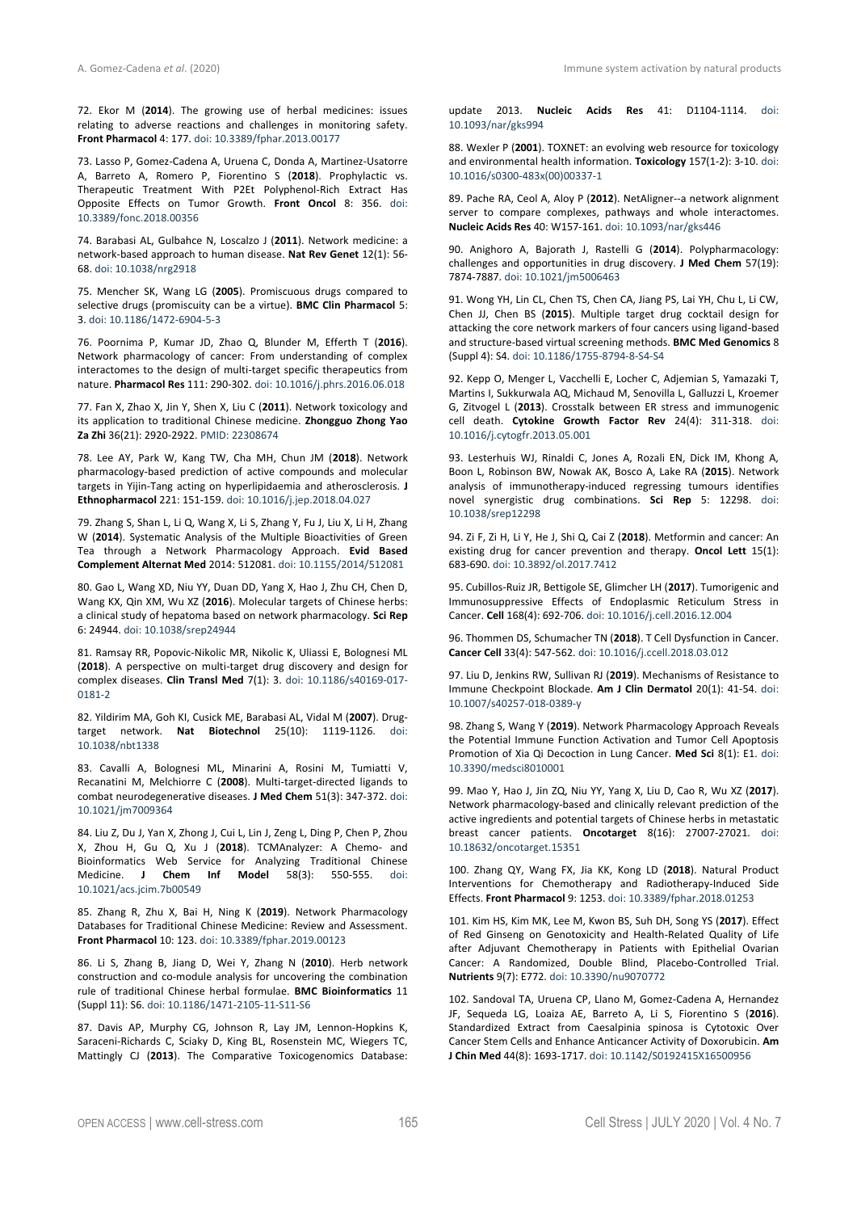72. Ekor M (**2014**). The growing use of herbal medicines: issues relating to adverse reactions and challenges in monitoring safety. **Front Pharmacol** 4: 177. doi: 10.3389/fphar.2013.00177

73. Lasso P, Gomez-Cadena A, Uruena C, Donda A, Martinez-Usatorre A, Barreto A, Romero P, Fiorentino S (**2018**). Prophylactic vs. Therapeutic Treatment With P2Et Polyphenol-Rich Extract Has Opposite Effects on Tumor Growth. **Front Oncol** 8: 356. doi: 10.3389/fonc.2018.00356

74. Barabasi AL, Gulbahce N, Loscalzo J (**2011**). Network medicine: a network-based approach to human disease. **Nat Rev Genet** 12(1): 56-68. doi: 10.1038/nrg2918

75. Mencher SK, Wang LG (**2005**). Promiscuous drugs compared to selective drugs (promiscuity can be a virtue). **BMC Clin Pharmacol** 5: 3. doi: 10.1186/1472-6904-5-3

76. Poornima P, Kumar JD, Zhao Q, Blunder M, Efferth T (**2016**). Network pharmacology of cancer: From understanding of complex interactomes to the design of multi-target specific therapeutics from nature. **Pharmacol Res** 111: 290-302. doi: 10.1016/j.phrs.2016.06.018

77. Fan X, Zhao X, Jin Y, Shen X, Liu C (**2011**). Network toxicology and its application to traditional Chinese medicine. **Zhongguo Zhong Yao Za Zhi** 36(21): 2920-2922. PMID: 22308674

78. Lee AY, Park W, Kang TW, Cha MH, Chun JM (**2018**). Network pharmacology-based prediction of active compounds and molecular targets in Yijin-Tang acting on hyperlipidaemia and atherosclerosis. **J Ethnopharmacol** 221: 151-159. doi: 10.1016/j.jep.2018.04.027

79. Zhang S, Shan L, Li Q, Wang X, Li S, Zhang Y, Fu J, Liu X, Li H, Zhang W (**2014**). Systematic Analysis of the Multiple Bioactivities of Green Tea through a Network Pharmacology Approach. **Evid Based Complement Alternat Med** 2014: 512081. doi: 10.1155/2014/512081

80. Gao L, Wang XD, Niu YY, Duan DD, Yang X, Hao J, Zhu CH, Chen D, Wang KX, Qin XM, Wu XZ (**2016**). Molecular targets of Chinese herbs: a clinical study of hepatoma based on network pharmacology. **Sci Rep** 6: 24944. doi: 10.1038/srep24944

81. Ramsay RR, Popovic-Nikolic MR, Nikolic K, Uliassi E, Bolognesi ML (**2018**). A perspective on multi-target drug discovery and design for complex diseases. **Clin Transl Med** 7(1): 3. doi: 10.1186/s40169-017-0181-2

82. Yildirim MA, Goh KI, Cusick ME, Barabasi AL, Vidal M (**2007**). Drug-target network. **Nat Biotechnol** 25(10): 1119-1126. doi: 10.1038/nbt1338

83. Cavalli A, Bolognesi ML, Minarini A, Rosini M, Tumiatti V, Recanatini M, Melchiorre C (**2008**). Multi-target-directed ligands to combat neurodegenerative diseases. **J Med Chem** 51(3): 347-372. doi: 10.1021/jm7009364

84. Liu Z, Du J, Yan X, Zhong J, Cui L, Lin J, Zeng L, Ding P, Chen P, Zhou X, Zhou H, Gu Q, Xu J (**2018**). TCMAnalyzer: A Chemo- and Bioinformatics Web Service for Analyzing Traditional Chinese Medicine. **J Chem Inf Model** 58(3): 550-555. doi: 10.1021/acs.jcim.7b00549

85. Zhang R, Zhu X, Bai H, Ning K (**2019**). Network Pharmacology Databases for Traditional Chinese Medicine: Review and Assessment. **Front Pharmacol** 10: 123. doi: 10.3389/fphar.2019.00123

86. Li S, Zhang B, Jiang D, Wei Y, Zhang N (**2010**). Herb network construction and co-module analysis for uncovering the combination rule of traditional Chinese herbal formulae. **BMC Bioinformatics** 11 (Suppl 11): S6. doi: 10.1186/1471-2105-11-S11-S6

87. Davis AP, Murphy CG, Johnson R, Lay JM, Lennon-Hopkins K, Saraceni-Richards C, Sciaky D, King BL, Rosenstein MC, Wiegers TC, Mattingly CJ (**2013**). The Comparative Toxicogenomics Database: update 2013. **Nucleic Acids Res** 41: D1104-1114. doi: 10.1093/nar/gks994

88. Wexler P (**2001**). TOXNET: an evolving web resource for toxicology and environmental health information. **Toxicology** 157(1-2): 3-10. doi: 10.1016/s0300-483x(00)00337-1

89. Pache RA, Ceol A, Aloy P (**2012**). NetAligner--a network alignment server to compare complexes, pathways and whole interactomes. **Nucleic Acids Res** 40: W157-161. doi: 10.1093/nar/gks446

90. Anighoro A, Bajorath J, Rastelli G (**2014**). Polypharmacology: challenges and opportunities in drug discovery. **J Med Chem** 57(19): 7874-7887. doi: 10.1021/jm5006463

91. Wong YH, Lin CL, Chen TS, Chen CA, Jiang PS, Lai YH, Chu L, Li CW, Chen JJ, Chen BS (**2015**). Multiple target drug cocktail design for attacking the core network markers of four cancers using ligand-based and structure-based virtual screening methods. **BMC Med Genomics** 8 (Suppl 4): S4. doi: 10.1186/1755-8794-8-S4-S4

92. Kepp O, Menger L, Vacchelli E, Locher C, Adjemian S, Yamazaki T, Martins I, Sukkurwala AQ, Michaud M, Senovilla L, Galluzzi L, Kroemer G, Zitvogel L (**2013**). Crosstalk between ER stress and immunogenic cell death. **Cytokine Growth Factor Rev** 24(4): 311-318. doi: 10.1016/j.cytogfr.2013.05.001

93. Lesterhuis WJ, Rinaldi C, Jones A, Rozali EN, Dick IM, Khong A, Boon L, Robinson BW, Nowak AK, Bosco A, Lake RA (**2015**). Network analysis of immunotherapy-induced regressing tumours identifies novel synergistic drug combinations. **Sci Rep** 5: 12298. doi: 10.1038/srep12298

94. Zi F, Zi H, Li Y, He J, Shi Q, Cai Z (**2018**). Metformin and cancer: An existing drug for cancer prevention and therapy. **Oncol Lett** 15(1): 683-690. doi: 10.3892/ol.2017.7412

95. Cubillos-Ruiz JR, Bettigole SE, Glimcher LH (**2017**). Tumorigenic and Immunosuppressive Effects of Endoplasmic Reticulum Stress in Cancer. **Cell** 168(4): 692-706. doi: 10.1016/j.cell.2016.12.004

96. Thommen DS, Schumacher TN (**2018**). T Cell Dysfunction in Cancer. **Cancer Cell** 33(4): 547-562. doi: 10.1016/j.ccell.2018.03.012

97. Liu D, Jenkins RW, Sullivan RJ (**2019**). Mechanisms of Resistance to Immune Checkpoint Blockade. **Am J Clin Dermatol** 20(1): 41-54. doi: 10.1007/s40257-018-0389-y

98. Zhang S, Wang Y (**2019**). Network Pharmacology Approach Reveals the Potential Immune Function Activation and Tumor Cell Apoptosis Promotion of Xia Qi Decoction in Lung Cancer. **Med Sci** 8(1): E1. doi: 10.3390/medsci8010001

99. Mao Y, Hao J, Jin ZQ, Niu YY, Yang X, Liu D, Cao R, Wu XZ (**2017**). Network pharmacology-based and clinically relevant prediction of the active ingredients and potential targets of Chinese herbs in metastatic breast cancer patients. **Oncotarget** 8(16): 27007-27021. doi: 10.18632/oncotarget.15351

100. Zhang QY, Wang FX, Jia KK, Kong LD (**2018**). Natural Product Interventions for Chemotherapy and Radiotherapy-Induced Side Effects. **Front Pharmacol** 9: 1253. doi: 10.3389/fphar.2018.01253

101. Kim HS, Kim MK, Lee M, Kwon BS, Suh DH, Song YS (**2017**). Effect of Red Ginseng on Genotoxicity and Health-Related Quality of Life after Adjuvant Chemotherapy in Patients with Epithelial Ovarian Cancer: A Randomized, Double Blind, Placebo-Controlled Trial. **Nutrients** 9(7): E772. doi: 10.3390/nu9070772

102. Sandoval TA, Uruena CP, Llano M, Gomez-Cadena A, Hernandez JF, Sequeda LG, Loaiza AE, Barreto A, Li S, Fiorentino S (**2016**). Standardized Extract from Caesalpinia spinosa is Cytotoxic Over Cancer Stem Cells and Enhance Anticancer Activity of Doxorubicin. **Am J Chin Med** 44(8): 1693-1717. doi: 10.1142/S0192415X16500956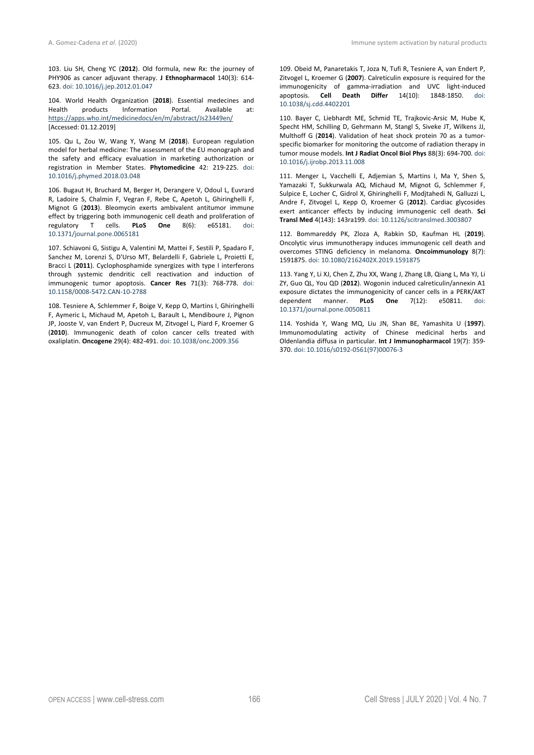103. Liu SH, Cheng YC (**2012**). Old formula, new Rx: the journey of PHY906 as cancer adjuvant therapy. **J Ethnopharmacol** 140(3): 614-623. doi: 10.1016/j.jep.2012.01.047

104. World Health Organization (**2018**). Essential medecines and Health products Information Portal. Available at: https://apps.who.int/medicinedocs/en/m/abstract/Js23449en/ [Accessed: 01.12.2019]

105. Qu L, Zou W, Wang Y, Wang M (**2018**). European regulation model for herbal medicine: The assessment of the EU monograph and the safety and efficacy evaluation in marketing authorization or registration in Member States. **Phytomedicine** 42: 219-225. doi: 10.1016/j.phymed.2018.03.048

106. Bugaut H, Bruchard M, Berger H, Derangere V, Odoul L, Euvrard R, Ladoire S, Chalmin F, Vegran F, Rebe C, Apetoh L, Ghiringhelli F, Mignot G (**2013**). Bleomycin exerts ambivalent antitumor immune effect by triggering both immunogenic cell death and proliferation of regulatory T cells. **PLoS One** 8(6): e65181. doi: 10.1371/journal.pone.0065181

107. Schiavoni G, Sistigu A, Valentini M, Mattei F, Sestili P, Spadaro F, Sanchez M, Lorenzi S, D'Urso MT, Belardelli F, Gabriele L, Proietti E, Bracci L (**2011**). Cyclophosphamide synergizes with type I interferons through systemic dendritic cell reactivation and induction of immunogenic tumor apoptosis. **Cancer Res** 71(3): 768-778. doi: 10.1158/0008-5472.CAN-10-2788

108. Tesniere A, Schlemmer F, Boige V, Kepp O, Martins I, Ghiringhelli F, Aymeric L, Michaud M, Apetoh L, Barault L, Mendiboure J, Pignon JP, Jooste V, van Endert P, Ducreux M, Zitvogel L, Piard F, Kroemer G (**2010**). Immunogenic death of colon cancer cells treated with oxaliplatin. **Oncogene** 29(4): 482-491. doi: 10.1038/onc.2009.356

109. Obeid M, Panaretakis T, Joza N, Tufi R, Tesniere A, van Endert P, Zitvogel L, Kroemer G (**2007**). Calreticulin exposure is required for the immunogenicity of gamma-irradiation and UVC light-induced apoptosis. **Cell Death Differ** 14(10): 1848-1850. doi: 10.1038/sj.cdd.4402201

110. Bayer C, Liebhardt ME, Schmid TE, Trajkovic-Arsic M, Hube K, Specht HM, Schilling D, Gehrmann M, Stangl S, Siveke JT, Wilkens JJ, Multhoff G (**2014**). Validation of heat shock protein 70 as a tumor-specific biomarker for monitoring the outcome of radiation therapy in tumor mouse models. **Int J Radiat Oncol Biol Phys** 88(3): 694-700. doi: 10.1016/j.ijrobp.2013.11.008

111. Menger L, Vacchelli E, Adjemian S, Martins I, Ma Y, Shen S, Yamazaki T, Sukkurwala AQ, Michaud M, Mignot G, Schlemmer F, Sulpice E, Locher C, Gidrol X, Ghiringhelli F, Modjtahedi N, Galluzzi L, Andre F, Zitvogel L, Kepp O, Kroemer G (**2012**). Cardiac glycosides exert anticancer effects by inducing immunogenic cell death. **Sci Transl Med** 4(143): 143ra199. doi: 10.1126/scitranslmed.3003807

112. Bommareddy PK, Zloza A, Rabkin SD, Kaufman HL (**2019**). Oncolytic virus immunotherapy induces immunogenic cell death and overcomes STING deficiency in melanoma. **Oncoimmunology** 8(7): 1591875. doi: 10.1080/2162402X.2019.1591875

113. Yang Y, Li XJ, Chen Z, Zhu XX, Wang J, Zhang LB, Qiang L, Ma YJ, Li ZY, Guo QL, You QD (**2012**). Wogonin induced calreticulin/annexin A1 exposure dictates the immunogenicity of cancer cells in a PERK/AKT dependent manner. **PLoS One** 7(12): e50811. doi: 10.1371/journal.pone.0050811

114. Yoshida Y, Wang MQ, Liu JN, Shan BE, Yamashita U (**1997**). Immunomodulating activity of Chinese medicinal herbs and Oldenlandia diffusa in particular. **Int J Immunopharmacol** 19(7): 359-370. doi: 10.1016/s0192-0561(97)00076-3